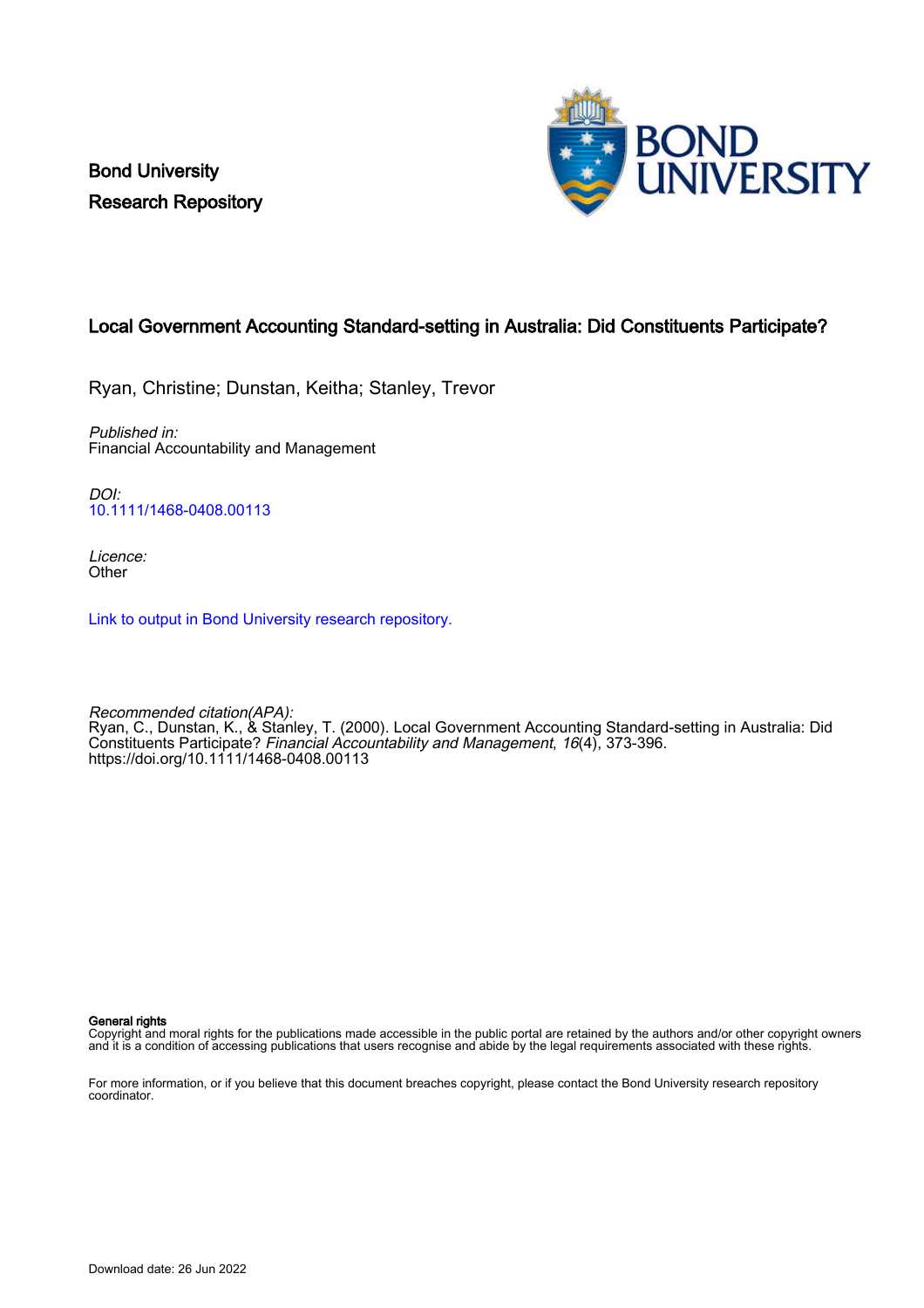Bond University
Research Repository

# Local Government Accounting Standard-setting in Australia: Did Constituents Participate?

Ryan, Christine; Dunstan, Keitha; Stanley, Trevor

*Published in:*
Financial Accountability and Management

*DOI:*
10.1111/1468-0408.00113

*Licence:*
Other

Link to output in Bond University research repository.

*Recommended citation(APA):*
Ryan, C., Dunstan, K., & Stanley, T. (2000). Local Government Accounting Standard-setting in Australia: Did Constituents Participate? *Financial Accountability and Management*, *16*(4), 373-396. https://doi.org/10.1111/1468-0408.00113

**General rights**
Copyright and moral rights for the publications made accessible in the public portal are retained by the authors and/or other copyright owners and it is a condition of accessing publications that users recognise and abide by the legal requirements associated with these rights.

For more information, or if you believe that this document breaches copyright, please contact the Bond University research repository coordinator.

Download date: 26 Jun 2022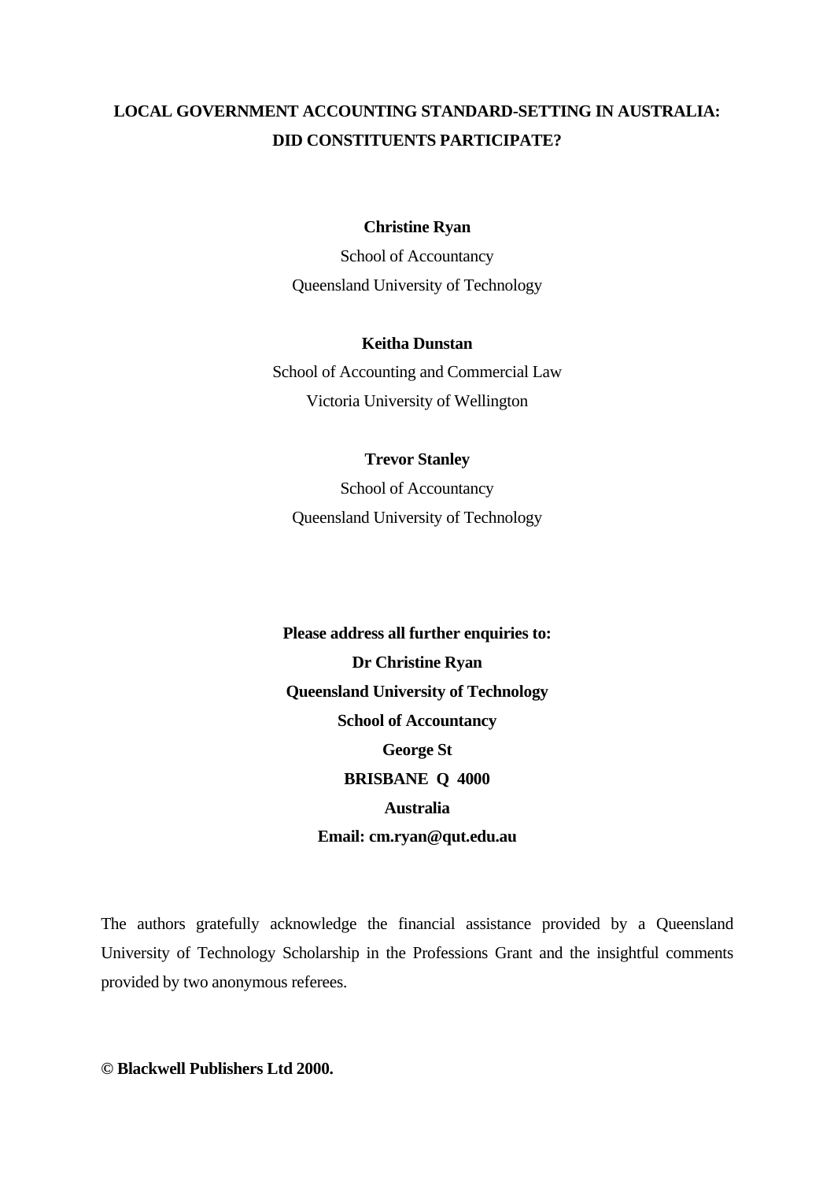# LOCAL GOVERNMENT ACCOUNTING STANDARD-SETTING IN AUSTRALIA: DID CONSTITUENTS PARTICIPATE?

**Christine Ryan**

School of Accountancy

Queensland University of Technology

**Keitha Dunstan**

School of Accounting and Commercial Law

Victoria University of Wellington

**Trevor Stanley**

School of Accountancy

Queensland University of Technology

**Please address all further enquiries to:**
**Dr Christine Ryan**
**Queensland University of Technology**
**School of Accountancy**
**George St**
**BRISBANE Q 4000**
**Australia**
**Email: cm.ryan@qut.edu.au**

The authors gratefully acknowledge the financial assistance provided by a Queensland University of Technology Scholarship in the Professions Grant and the insightful comments provided by two anonymous referees.

**© Blackwell Publishers Ltd 2000.**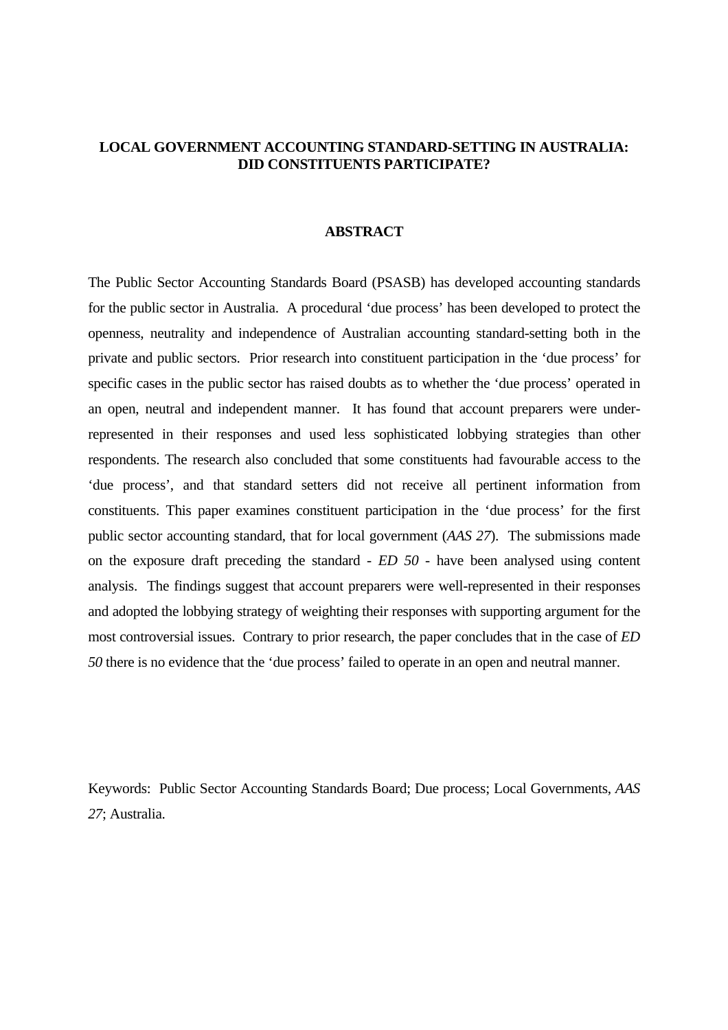**LOCAL GOVERNMENT ACCOUNTING STANDARD-SETTING IN AUSTRALIA: DID CONSTITUENTS PARTICIPATE?**

**ABSTRACT**

The Public Sector Accounting Standards Board (PSASB) has developed accounting standards for the public sector in Australia. A procedural 'due process' has been developed to protect the openness, neutrality and independence of Australian accounting standard-setting both in the private and public sectors. Prior research into constituent participation in the 'due process' for specific cases in the public sector has raised doubts as to whether the 'due process' operated in an open, neutral and independent manner. It has found that account preparers were under-represented in their responses and used less sophisticated lobbying strategies than other respondents. The research also concluded that some constituents had favourable access to the 'due process', and that standard setters did not receive all pertinent information from constituents. This paper examines constituent participation in the 'due process' for the first public sector accounting standard, that for local government (*AAS 27*). The submissions made on the exposure draft preceding the standard - *ED 50* - have been analysed using content analysis. The findings suggest that account preparers were well-represented in their responses and adopted the lobbying strategy of weighting their responses with supporting argument for the most controversial issues. Contrary to prior research, the paper concludes that in the case of *ED 50* there is no evidence that the 'due process' failed to operate in an open and neutral manner.

Keywords: Public Sector Accounting Standards Board; Due process; Local Governments, *AAS 27*; Australia.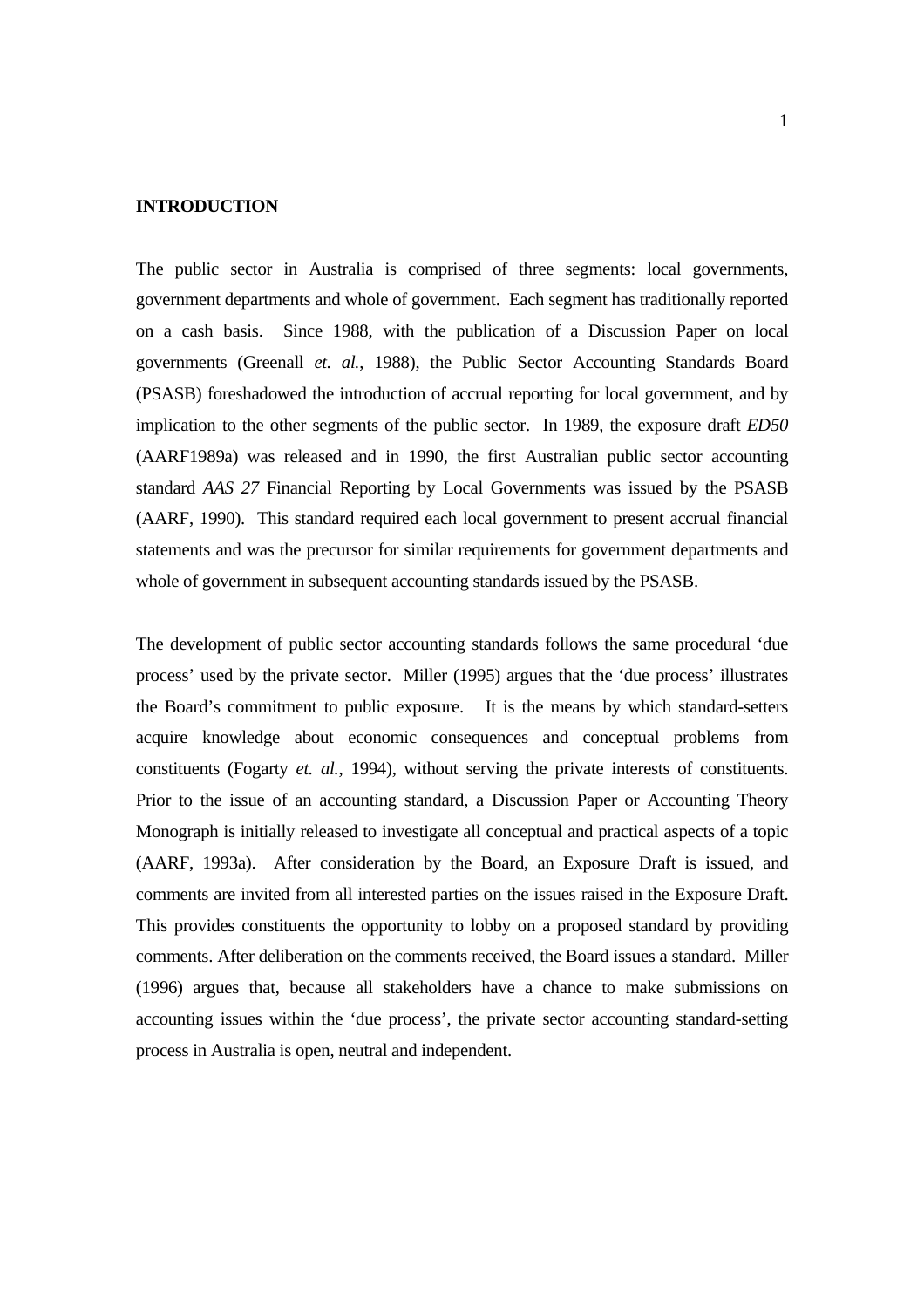## INTRODUCTION

The public sector in Australia is comprised of three segments: local governments, government departments and whole of government. Each segment has traditionally reported on a cash basis. Since 1988, with the publication of a Discussion Paper on local governments (Greenall *et. al.*, 1988), the Public Sector Accounting Standards Board (PSASB) foreshadowed the introduction of accrual reporting for local government, and by implication to the other segments of the public sector. In 1989, the exposure draft *ED50* (AARF1989a) was released and in 1990, the first Australian public sector accounting standard *AAS 27* Financial Reporting by Local Governments was issued by the PSASB (AARF, 1990). This standard required each local government to present accrual financial statements and was the precursor for similar requirements for government departments and whole of government in subsequent accounting standards issued by the PSASB.

The development of public sector accounting standards follows the same procedural 'due process' used by the private sector. Miller (1995) argues that the 'due process' illustrates the Board's commitment to public exposure. It is the means by which standard-setters acquire knowledge about economic consequences and conceptual problems from constituents (Fogarty *et. al.*, 1994), without serving the private interests of constituents. Prior to the issue of an accounting standard, a Discussion Paper or Accounting Theory Monograph is initially released to investigate all conceptual and practical aspects of a topic (AARF, 1993a). After consideration by the Board, an Exposure Draft is issued, and comments are invited from all interested parties on the issues raised in the Exposure Draft. This provides constituents the opportunity to lobby on a proposed standard by providing comments. After deliberation on the comments received, the Board issues a standard. Miller (1996) argues that, because all stakeholders have a chance to make submissions on accounting issues within the 'due process', the private sector accounting standard-setting process in Australia is open, neutral and independent.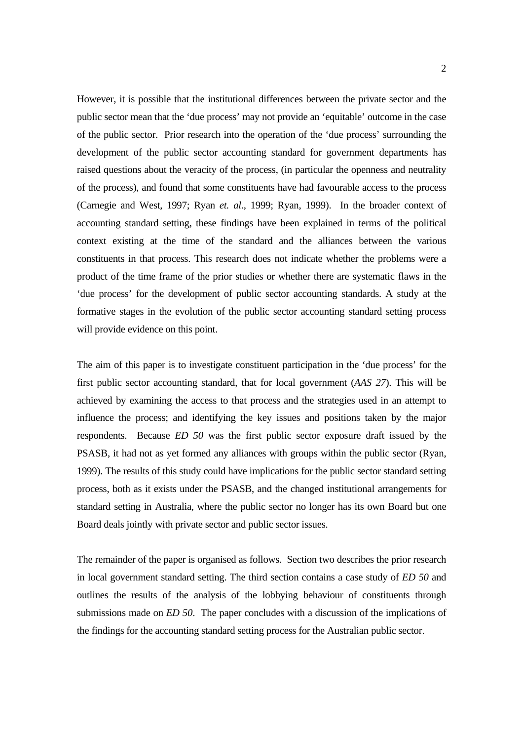However, it is possible that the institutional differences between the private sector and the public sector mean that the 'due process' may not provide an 'equitable' outcome in the case of the public sector. Prior research into the operation of the 'due process' surrounding the development of the public sector accounting standard for government departments has raised questions about the veracity of the process, (in particular the openness and neutrality of the process), and found that some constituents have had favourable access to the process (Carnegie and West, 1997; Ryan *et. al*., 1999; Ryan, 1999). In the broader context of accounting standard setting, these findings have been explained in terms of the political context existing at the time of the standard and the alliances between the various constituents in that process. This research does not indicate whether the problems were a product of the time frame of the prior studies or whether there are systematic flaws in the 'due process' for the development of public sector accounting standards. A study at the formative stages in the evolution of the public sector accounting standard setting process will provide evidence on this point.

The aim of this paper is to investigate constituent participation in the 'due process' for the first public sector accounting standard, that for local government (*AAS 27*). This will be achieved by examining the access to that process and the strategies used in an attempt to influence the process; and identifying the key issues and positions taken by the major respondents. Because *ED 50* was the first public sector exposure draft issued by the PSASB, it had not as yet formed any alliances with groups within the public sector (Ryan, 1999). The results of this study could have implications for the public sector standard setting process, both as it exists under the PSASB, and the changed institutional arrangements for standard setting in Australia, where the public sector no longer has its own Board but one Board deals jointly with private sector and public sector issues.

The remainder of the paper is organised as follows. Section two describes the prior research in local government standard setting. The third section contains a case study of *ED 50* and outlines the results of the analysis of the lobbying behaviour of constituents through submissions made on *ED 50*. The paper concludes with a discussion of the implications of the findings for the accounting standard setting process for the Australian public sector.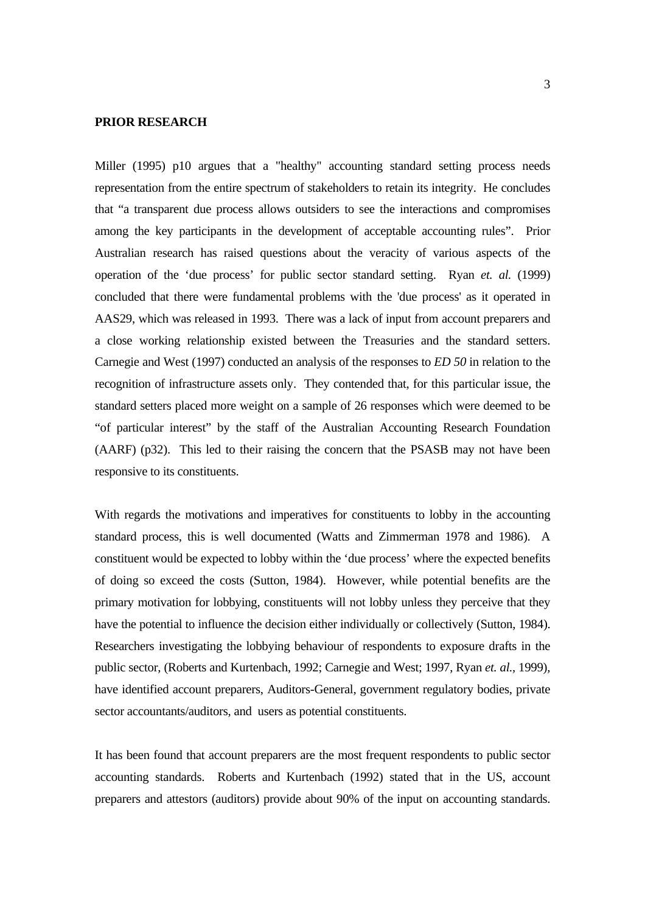**PRIOR RESEARCH**

Miller (1995) p10 argues that a "healthy" accounting standard setting process needs representation from the entire spectrum of stakeholders to retain its integrity. He concludes that "a transparent due process allows outsiders to see the interactions and compromises among the key participants in the development of acceptable accounting rules". Prior Australian research has raised questions about the veracity of various aspects of the operation of the 'due process' for public sector standard setting. Ryan *et. al.* (1999) concluded that there were fundamental problems with the 'due process' as it operated in AAS29, which was released in 1993. There was a lack of input from account preparers and a close working relationship existed between the Treasuries and the standard setters. Carnegie and West (1997) conducted an analysis of the responses to *ED 50* in relation to the recognition of infrastructure assets only. They contended that, for this particular issue, the standard setters placed more weight on a sample of 26 responses which were deemed to be "of particular interest" by the staff of the Australian Accounting Research Foundation (AARF) (p32). This led to their raising the concern that the PSASB may not have been responsive to its constituents.

With regards the motivations and imperatives for constituents to lobby in the accounting standard process, this is well documented (Watts and Zimmerman 1978 and 1986). A constituent would be expected to lobby within the 'due process' where the expected benefits of doing so exceed the costs (Sutton, 1984). However, while potential benefits are the primary motivation for lobbying, constituents will not lobby unless they perceive that they have the potential to influence the decision either individually or collectively (Sutton, 1984). Researchers investigating the lobbying behaviour of respondents to exposure drafts in the public sector, (Roberts and Kurtenbach, 1992; Carnegie and West; 1997, Ryan *et. al.*, 1999), have identified account preparers, Auditors-General, government regulatory bodies, private sector accountants/auditors, and users as potential constituents.

It has been found that account preparers are the most frequent respondents to public sector accounting standards. Roberts and Kurtenbach (1992) stated that in the US, account preparers and attestors (auditors) provide about 90% of the input on accounting standards.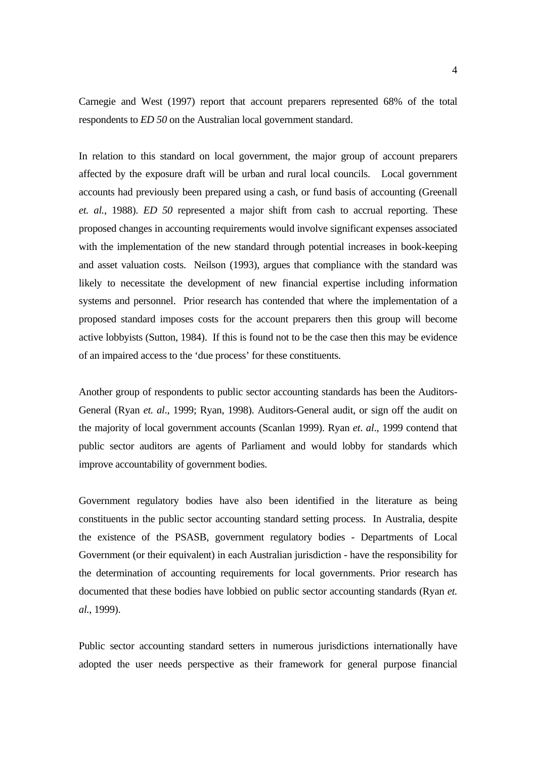Carnegie and West (1997) report that account preparers represented 68% of the total respondents to *ED 50* on the Australian local government standard.

In relation to this standard on local government, the major group of account preparers affected by the exposure draft will be urban and rural local councils. Local government accounts had previously been prepared using a cash, or fund basis of accounting (Greenall *et. al.*, 1988). *ED 50* represented a major shift from cash to accrual reporting. These proposed changes in accounting requirements would involve significant expenses associated with the implementation of the new standard through potential increases in book-keeping and asset valuation costs. Neilson (1993), argues that compliance with the standard was likely to necessitate the development of new financial expertise including information systems and personnel. Prior research has contended that where the implementation of a proposed standard imposes costs for the account preparers then this group will become active lobbyists (Sutton, 1984). If this is found not to be the case then this may be evidence of an impaired access to the 'due process' for these constituents.

Another group of respondents to public sector accounting standards has been the Auditors-General (Ryan *et. al*., 1999; Ryan, 1998). Auditors-General audit, or sign off the audit on the majority of local government accounts (Scanlan 1999). Ryan *et*. *al*., 1999 contend that public sector auditors are agents of Parliament and would lobby for standards which improve accountability of government bodies.

Government regulatory bodies have also been identified in the literature as being constituents in the public sector accounting standard setting process. In Australia, despite the existence of the PSASB, government regulatory bodies - Departments of Local Government (or their equivalent) in each Australian jurisdiction - have the responsibility for the determination of accounting requirements for local governments. Prior research has documented that these bodies have lobbied on public sector accounting standards (Ryan *et. al.*, 1999).

Public sector accounting standard setters in numerous jurisdictions internationally have adopted the user needs perspective as their framework for general purpose financial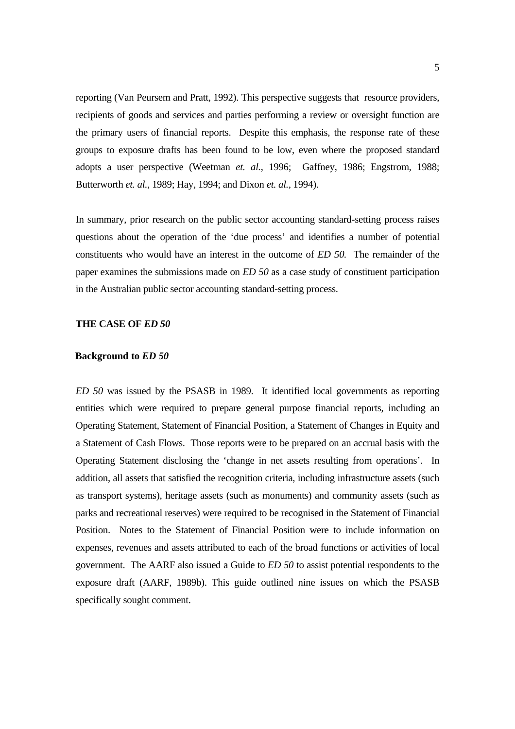reporting (Van Peursem and Pratt, 1992). This perspective suggests that resource providers, recipients of goods and services and parties performing a review or oversight function are the primary users of financial reports. Despite this emphasis, the response rate of these groups to exposure drafts has been found to be low, even where the proposed standard adopts a user perspective (Weetman *et. al.*, 1996; Gaffney, 1986; Engstrom, 1988; Butterworth *et. al.*, 1989; Hay, 1994; and Dixon *et. al.*, 1994).

In summary, prior research on the public sector accounting standard-setting process raises questions about the operation of the 'due process' and identifies a number of potential constituents who would have an interest in the outcome of *ED 50.* The remainder of the paper examines the submissions made on *ED 50* as a case study of constituent participation in the Australian public sector accounting standard-setting process.

## THE CASE OF *ED 50*

### Background to *ED 50*

*ED 50* was issued by the PSASB in 1989. It identified local governments as reporting entities which were required to prepare general purpose financial reports, including an Operating Statement, Statement of Financial Position, a Statement of Changes in Equity and a Statement of Cash Flows. Those reports were to be prepared on an accrual basis with the Operating Statement disclosing the 'change in net assets resulting from operations'. In addition, all assets that satisfied the recognition criteria, including infrastructure assets (such as transport systems), heritage assets (such as monuments) and community assets (such as parks and recreational reserves) were required to be recognised in the Statement of Financial Position. Notes to the Statement of Financial Position were to include information on expenses, revenues and assets attributed to each of the broad functions or activities of local government. The AARF also issued a Guide to *ED 50* to assist potential respondents to the exposure draft (AARF, 1989b). This guide outlined nine issues on which the PSASB specifically sought comment.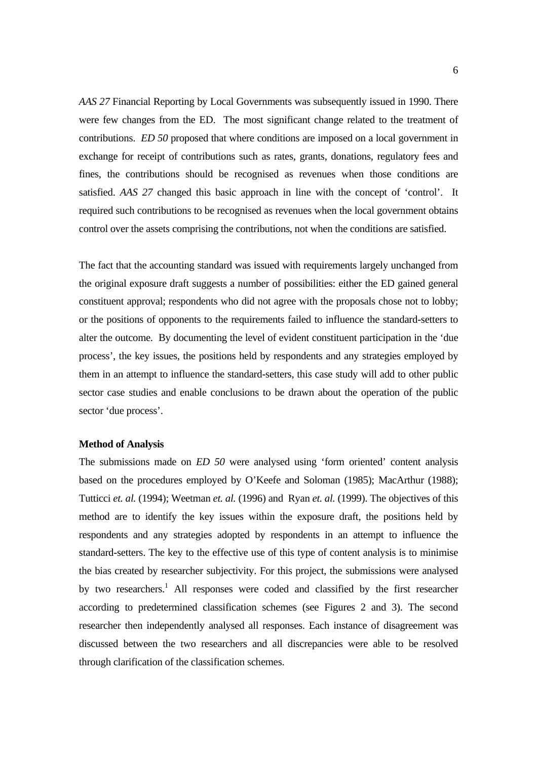*AAS 27* Financial Reporting by Local Governments was subsequently issued in 1990. There were few changes from the ED. The most significant change related to the treatment of contributions. *ED 50* proposed that where conditions are imposed on a local government in exchange for receipt of contributions such as rates, grants, donations, regulatory fees and fines, the contributions should be recognised as revenues when those conditions are satisfied. *AAS 27* changed this basic approach in line with the concept of 'control'. It required such contributions to be recognised as revenues when the local government obtains control over the assets comprising the contributions, not when the conditions are satisfied.

The fact that the accounting standard was issued with requirements largely unchanged from the original exposure draft suggests a number of possibilities: either the ED gained general constituent approval; respondents who did not agree with the proposals chose not to lobby; or the positions of opponents to the requirements failed to influence the standard-setters to alter the outcome. By documenting the level of evident constituent participation in the 'due process', the key issues, the positions held by respondents and any strategies employed by them in an attempt to influence the standard-setters, this case study will add to other public sector case studies and enable conclusions to be drawn about the operation of the public sector 'due process'.

**Method of Analysis**

The submissions made on *ED 50* were analysed using 'form oriented' content analysis based on the procedures employed by O'Keefe and Soloman (1985); MacArthur (1988); Tutticci *et. al.* (1994); Weetman *et. al.* (1996) and Ryan *et. al.* (1999). The objectives of this method are to identify the key issues within the exposure draft, the positions held by respondents and any strategies adopted by respondents in an attempt to influence the standard-setters. The key to the effective use of this type of content analysis is to minimise the bias created by researcher subjectivity. For this project, the submissions were analysed by two researchers.[1] All responses were coded and classified by the first researcher according to predetermined classification schemes (see Figures 2 and 3). The second researcher then independently analysed all responses. Each instance of disagreement was discussed between the two researchers and all discrepancies were able to be resolved through clarification of the classification schemes.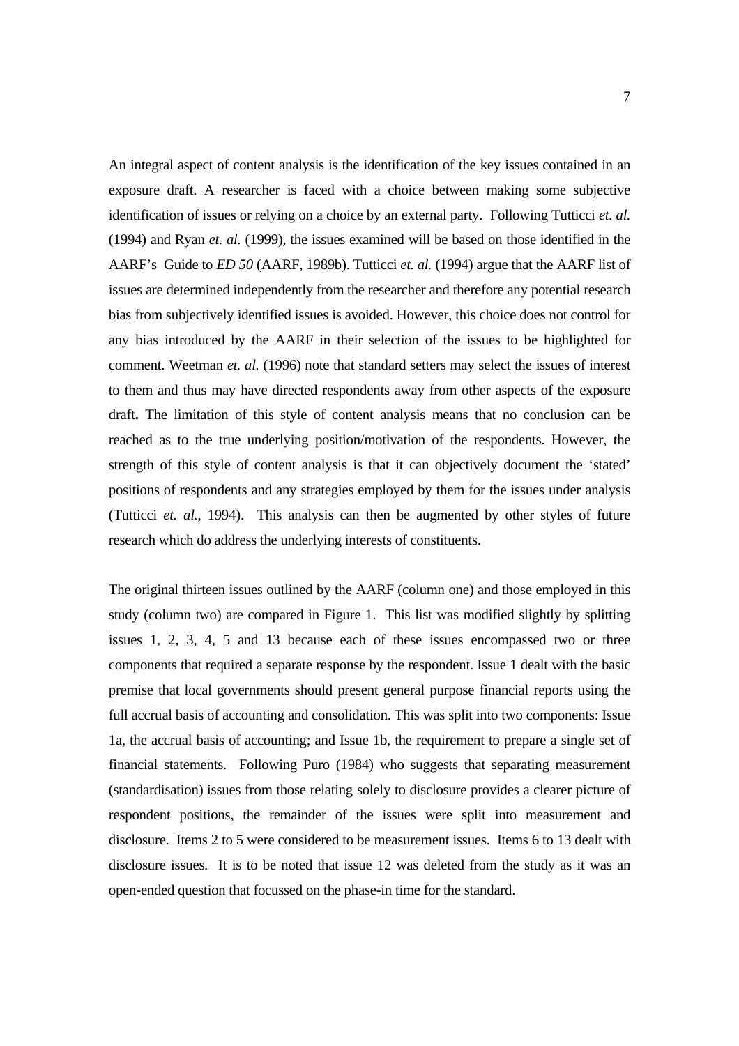An integral aspect of content analysis is the identification of the key issues contained in an exposure draft. A researcher is faced with a choice between making some subjective identification of issues or relying on a choice by an external party. Following Tutticci *et. al.* (1994) and Ryan *et. al.* (1999), the issues examined will be based on those identified in the AARF's Guide to *ED 50* (AARF, 1989b). Tutticci *et. al.* (1994) argue that the AARF list of issues are determined independently from the researcher and therefore any potential research bias from subjectively identified issues is avoided. However, this choice does not control for any bias introduced by the AARF in their selection of the issues to be highlighted for comment. Weetman *et. al.* (1996) note that standard setters may select the issues of interest to them and thus may have directed respondents away from other aspects of the exposure draft**.** The limitation of this style of content analysis means that no conclusion can be reached as to the true underlying position/motivation of the respondents. However, the strength of this style of content analysis is that it can objectively document the 'stated' positions of respondents and any strategies employed by them for the issues under analysis (Tutticci *et. al.*, 1994). This analysis can then be augmented by other styles of future research which do address the underlying interests of constituents.

The original thirteen issues outlined by the AARF (column one) and those employed in this study (column two) are compared in Figure 1. This list was modified slightly by splitting issues 1, 2, 3, 4, 5 and 13 because each of these issues encompassed two or three components that required a separate response by the respondent. Issue 1 dealt with the basic premise that local governments should present general purpose financial reports using the full accrual basis of accounting and consolidation. This was split into two components: Issue 1a, the accrual basis of accounting; and Issue 1b, the requirement to prepare a single set of financial statements. Following Puro (1984) who suggests that separating measurement (standardisation) issues from those relating solely to disclosure provides a clearer picture of respondent positions, the remainder of the issues were split into measurement and disclosure. Items 2 to 5 were considered to be measurement issues. Items 6 to 13 dealt with disclosure issues. It is to be noted that issue 12 was deleted from the study as it was an open-ended question that focussed on the phase-in time for the standard.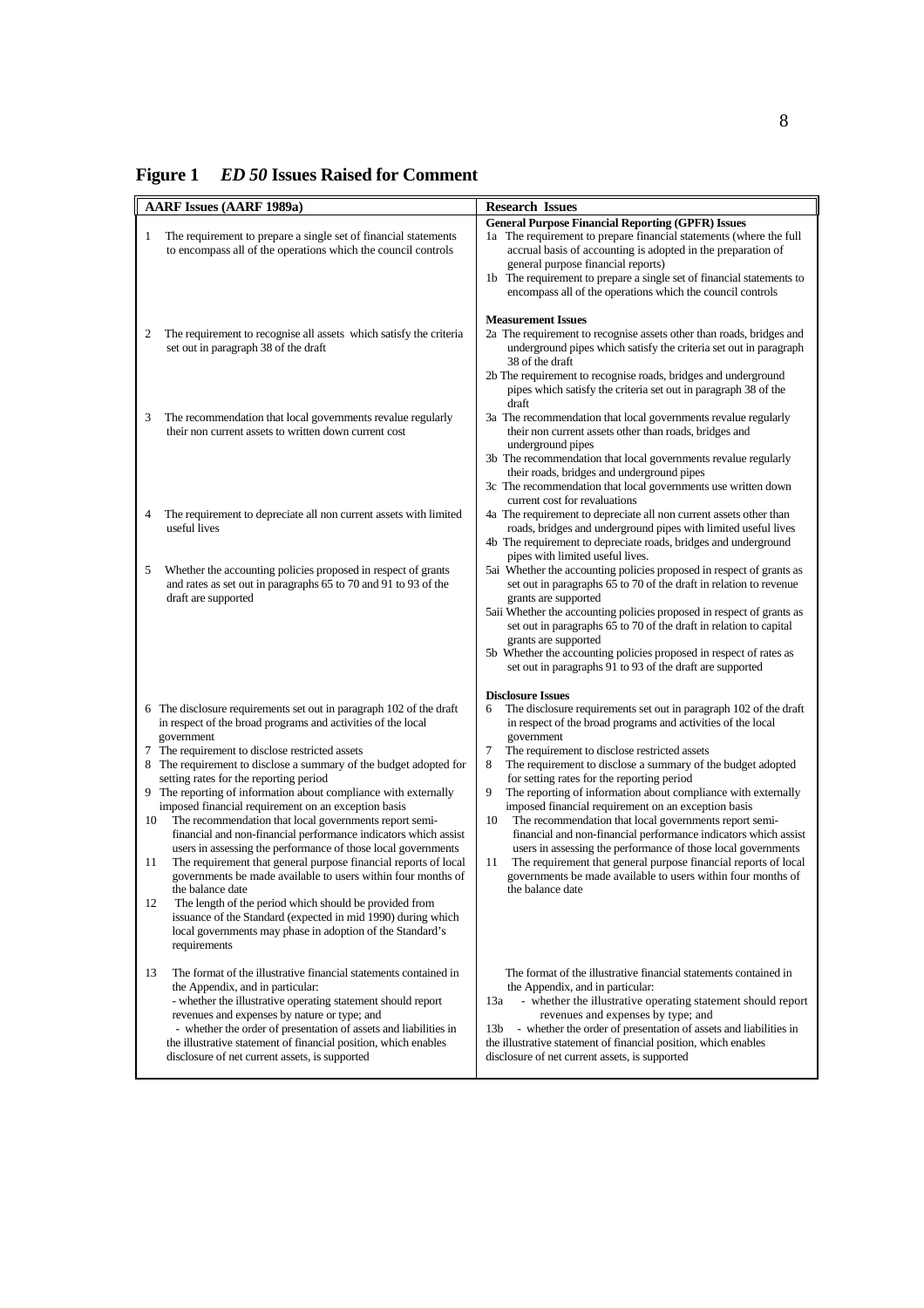**Figure 1 *ED 50* Issues Raised for Comment**

| AARF Issues (AARF 1989a) | Research Issues |
|---|---|
| | **General Purpose Financial Reporting (GPFR) Issues** |
| 1 The requirement to prepare a single set of financial statements to encompass all of the operations which the council controls | 1a The requirement to prepare financial statements (where the full accrual basis of accounting is adopted in the preparation of general purpose financial reports)<br>1b The requirement to prepare a single set of financial statements to encompass all of the operations which the council controls |
| | **Measurement Issues** |
| 2 The requirement to recognise all assets which satisfy the criteria set out in paragraph 38 of the draft | 2a The requirement to recognise assets other than roads, bridges and underground pipes which satisfy the criteria set out in paragraph 38 of the draft<br>2b The requirement to recognise roads, bridges and underground pipes which satisfy the criteria set out in paragraph 38 of the draft |
| 3 The recommendation that local governments revalue regularly their non current assets to written down current cost | 3a The recommendation that local governments revalue regularly their non current assets other than roads, bridges and underground pipes<br>3b The recommendation that local governments revalue regularly their roads, bridges and underground pipes<br>3c The recommendation that local governments use written down current cost for revaluations |
| 4 The requirement to depreciate all non current assets with limited useful lives | 4a The requirement to depreciate all non current assets other than roads, bridges and underground pipes with limited useful lives<br>4b The requirement to depreciate roads, bridges and underground pipes with limited useful lives. |
| 5 Whether the accounting policies proposed in respect of grants and rates as set out in paragraphs 65 to 70 and 91 to 93 of the draft are supported | 5ai Whether the accounting policies proposed in respect of grants as set out in paragraphs 65 to 70 of the draft in relation to revenue grants are supported<br>5aii Whether the accounting policies proposed in respect of grants as set out in paragraphs 65 to 70 of the draft in relation to capital grants are supported<br>5b Whether the accounting policies proposed in respect of rates as set out in paragraphs 91 to 93 of the draft are supported |
| | **Disclosure Issues** |
| 6 The disclosure requirements set out in paragraph 102 of the draft in respect of the broad programs and activities of the local government | 6 The disclosure requirements set out in paragraph 102 of the draft in respect of the broad programs and activities of the local government |
| 7 The requirement to disclose restricted assets | 7 The requirement to disclose restricted assets |
| 8 The requirement to disclose a summary of the budget adopted for setting rates for the reporting period | 8 The requirement to disclose a summary of the budget adopted for setting rates for the reporting period |
| 9 The reporting of information about compliance with externally imposed financial requirement on an exception basis | 9 The reporting of information about compliance with externally imposed financial requirement on an exception basis |
| 10 The recommendation that local governments report semi-financial and non-financial performance indicators which assist users in assessing the performance of those local governments | 10 The recommendation that local governments report semi-financial and non-financial performance indicators which assist users in assessing the performance of those local governments |
| 11 The requirement that general purpose financial reports of local governments be made available to users within four months of the balance date | 11 The requirement that general purpose financial reports of local governments be made available to users within four months of the balance date |
| 12 The length of the period which should be provided from issuance of the Standard (expected in mid 1990) during which local governments may phase in adoption of the Standard's requirements | |
| 13 The format of the illustrative financial statements contained in the Appendix, and in particular:<br>- whether the illustrative operating statement should report revenues and expenses by nature or type; and<br>- whether the order of presentation of assets and liabilities in the illustrative statement of financial position, which enables disclosure of net current assets, is supported | The format of the illustrative financial statements contained in the Appendix, and in particular:<br>13a - whether the illustrative operating statement should report revenues and expenses by type; and<br>13b - whether the order of presentation of assets and liabilities in the illustrative statement of financial position, which enables disclosure of net current assets, is supported |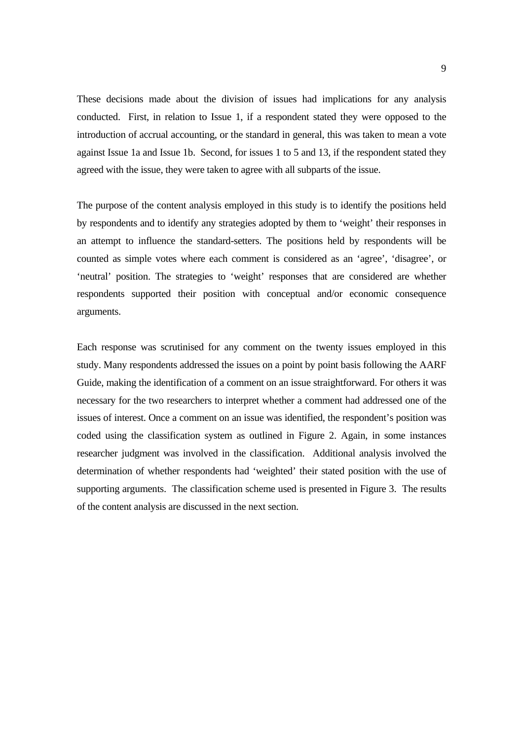These decisions made about the division of issues had implications for any analysis conducted. First, in relation to Issue 1, if a respondent stated they were opposed to the introduction of accrual accounting, or the standard in general, this was taken to mean a vote against Issue 1a and Issue 1b. Second, for issues 1 to 5 and 13, if the respondent stated they agreed with the issue, they were taken to agree with all subparts of the issue.

The purpose of the content analysis employed in this study is to identify the positions held by respondents and to identify any strategies adopted by them to 'weight' their responses in an attempt to influence the standard-setters. The positions held by respondents will be counted as simple votes where each comment is considered as an 'agree', 'disagree', or 'neutral' position. The strategies to 'weight' responses that are considered are whether respondents supported their position with conceptual and/or economic consequence arguments.

Each response was scrutinised for any comment on the twenty issues employed in this study. Many respondents addressed the issues on a point by point basis following the AARF Guide, making the identification of a comment on an issue straightforward. For others it was necessary for the two researchers to interpret whether a comment had addressed one of the issues of interest. Once a comment on an issue was identified, the respondent's position was coded using the classification system as outlined in Figure 2. Again, in some instances researcher judgment was involved in the classification. Additional analysis involved the determination of whether respondents had 'weighted' their stated position with the use of supporting arguments. The classification scheme used is presented in Figure 3. The results of the content analysis are discussed in the next section.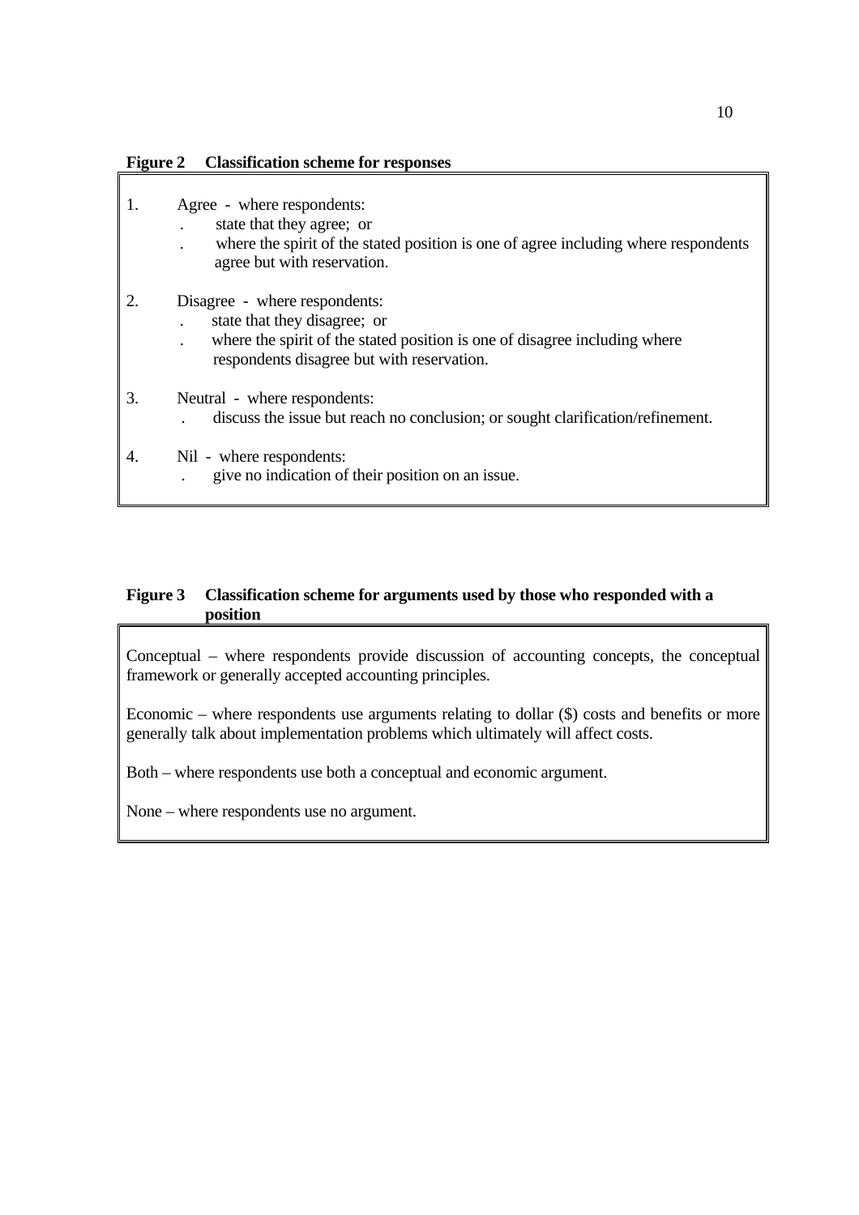**Figure 2 Classification scheme for responses**

1. Agree - where respondents:
   - state that they agree; or
   - where the spirit of the stated position is one of agree including where respondents agree but with reservation.

2. Disagree - where respondents:
   - state that they disagree; or
   - where the spirit of the stated position is one of disagree including where respondents disagree but with reservation.

3. Neutral - where respondents:
   - discuss the issue but reach no conclusion; or sought clarification/refinement.

4. Nil - where respondents:
   - give no indication of their position on an issue.

**Figure 3 Classification scheme for arguments used by those who responded with a position**

Conceptual – where respondents provide discussion of accounting concepts, the conceptual framework or generally accepted accounting principles.

Economic – where respondents use arguments relating to dollar ($) costs and benefits or more generally talk about implementation problems which ultimately will affect costs.

Both – where respondents use both a conceptual and economic argument.

None – where respondents use no argument.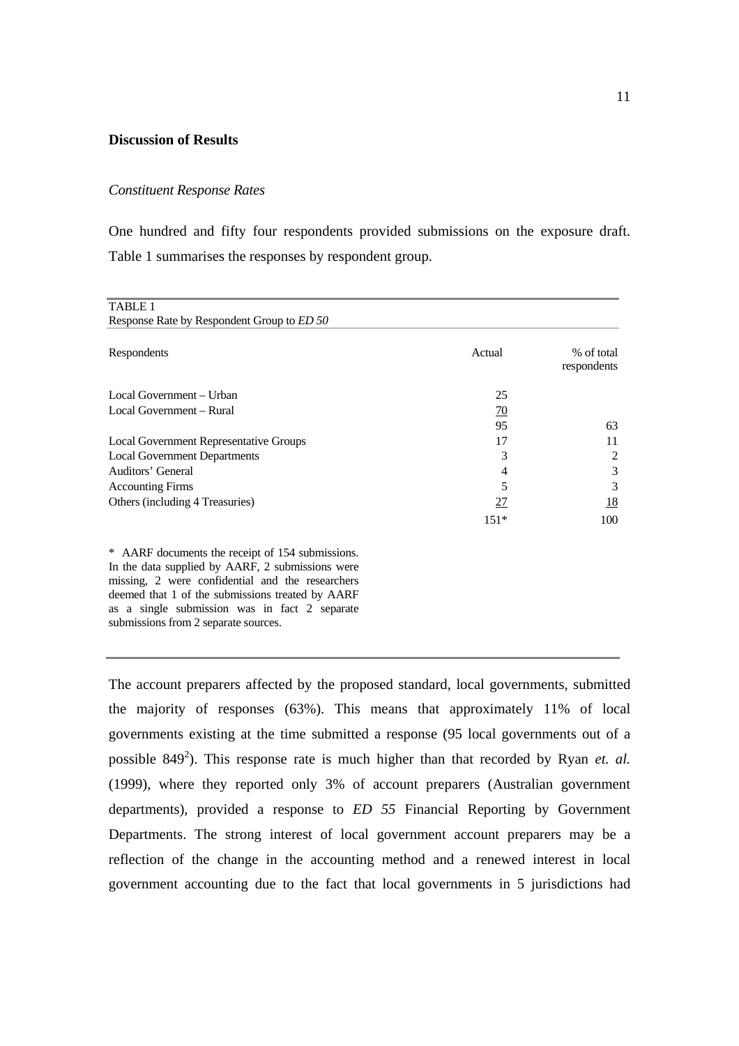## Discussion of Results

### *Constituent Response Rates*

One hundred and fifty four respondents provided submissions on the exposure draft. Table 1 summarises the responses by respondent group.

TABLE 1
Response Rate by Respondent Group to *ED 50*

| Respondents | Actual | % of total respondents |
|---|---|---|
| Local Government – Urban | 25 | |
| Local Government – Rural | 70 | |
| | 95 | 63 |
| Local Government Representative Groups | 17 | 11 |
| Local Government Departments | 3 | 2 |
| Auditors' General | 4 | 3 |
| Accounting Firms | 5 | 3 |
| Others (including 4 Treasuries) | 27 | 18 |
| | 151* | 100 |

\* AARF documents the receipt of 154 submissions. In the data supplied by AARF, 2 submissions were missing, 2 were confidential and the researchers deemed that 1 of the submissions treated by AARF as a single submission was in fact 2 separate submissions from 2 separate sources.

The account preparers affected by the proposed standard, local governments, submitted the majority of responses (63%). This means that approximately 11% of local governments existing at the time submitted a response (95 local governments out of a possible 849[2]). This response rate is much higher than that recorded by Ryan *et. al.* (1999), where they reported only 3% of account preparers (Australian government departments), provided a response to *ED 55* Financial Reporting by Government Departments. The strong interest of local government account preparers may be a reflection of the change in the accounting method and a renewed interest in local government accounting due to the fact that local governments in 5 jurisdictions had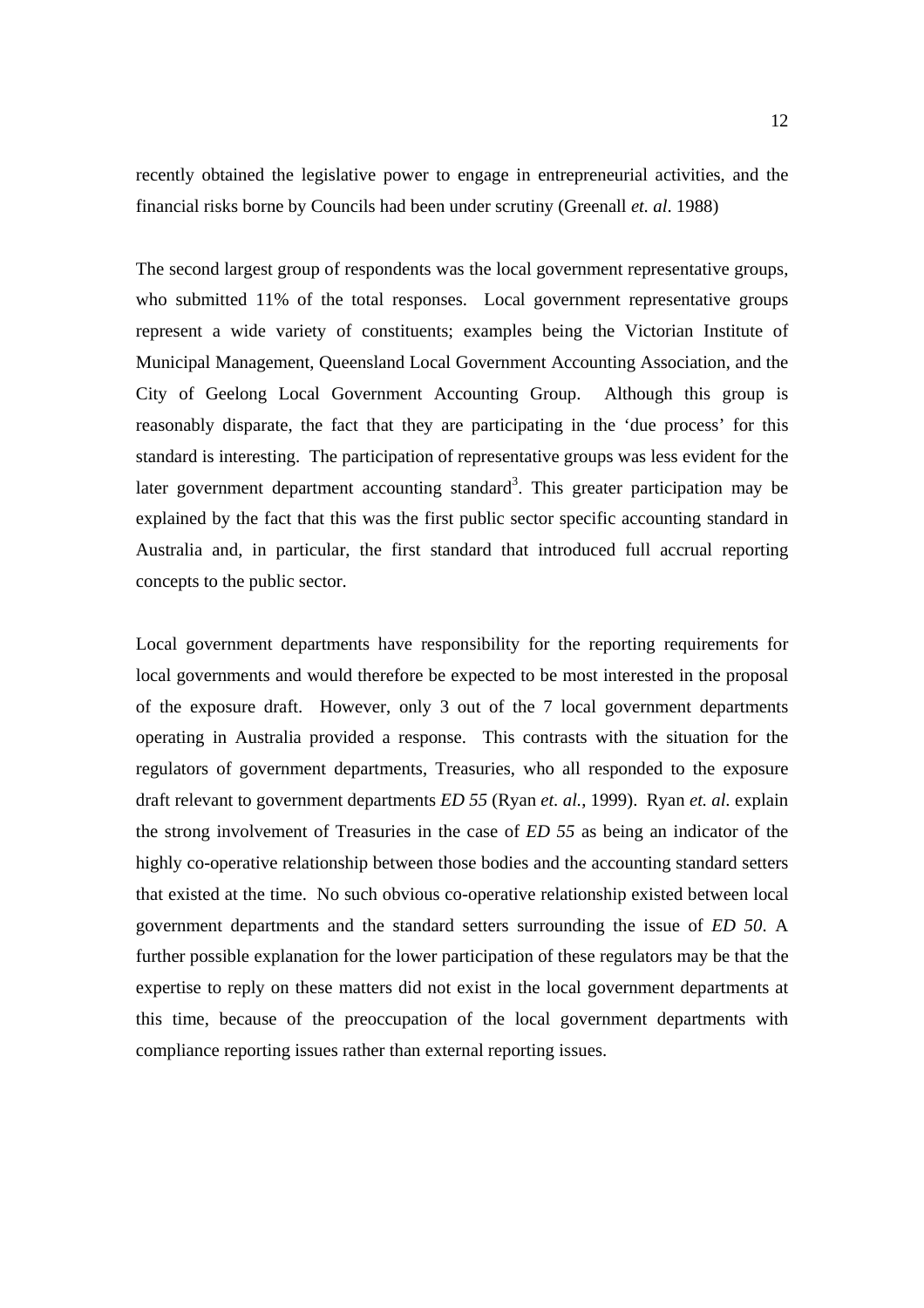recently obtained the legislative power to engage in entrepreneurial activities, and the financial risks borne by Councils had been under scrutiny (Greenall *et. al*. 1988)

The second largest group of respondents was the local government representative groups, who submitted 11% of the total responses. Local government representative groups represent a wide variety of constituents; examples being the Victorian Institute of Municipal Management, Queensland Local Government Accounting Association, and the City of Geelong Local Government Accounting Group. Although this group is reasonably disparate, the fact that they are participating in the 'due process' for this standard is interesting. The participation of representative groups was less evident for the later government department accounting standard[3]. This greater participation may be explained by the fact that this was the first public sector specific accounting standard in Australia and, in particular, the first standard that introduced full accrual reporting concepts to the public sector.

Local government departments have responsibility for the reporting requirements for local governments and would therefore be expected to be most interested in the proposal of the exposure draft. However, only 3 out of the 7 local government departments operating in Australia provided a response. This contrasts with the situation for the regulators of government departments, Treasuries, who all responded to the exposure draft relevant to government departments *ED 55* (Ryan *et. al.*, 1999). Ryan *et. al.* explain the strong involvement of Treasuries in the case of *ED 55* as being an indicator of the highly co-operative relationship between those bodies and the accounting standard setters that existed at the time. No such obvious co-operative relationship existed between local government departments and the standard setters surrounding the issue of *ED 50*. A further possible explanation for the lower participation of these regulators may be that the expertise to reply on these matters did not exist in the local government departments at this time, because of the preoccupation of the local government departments with compliance reporting issues rather than external reporting issues.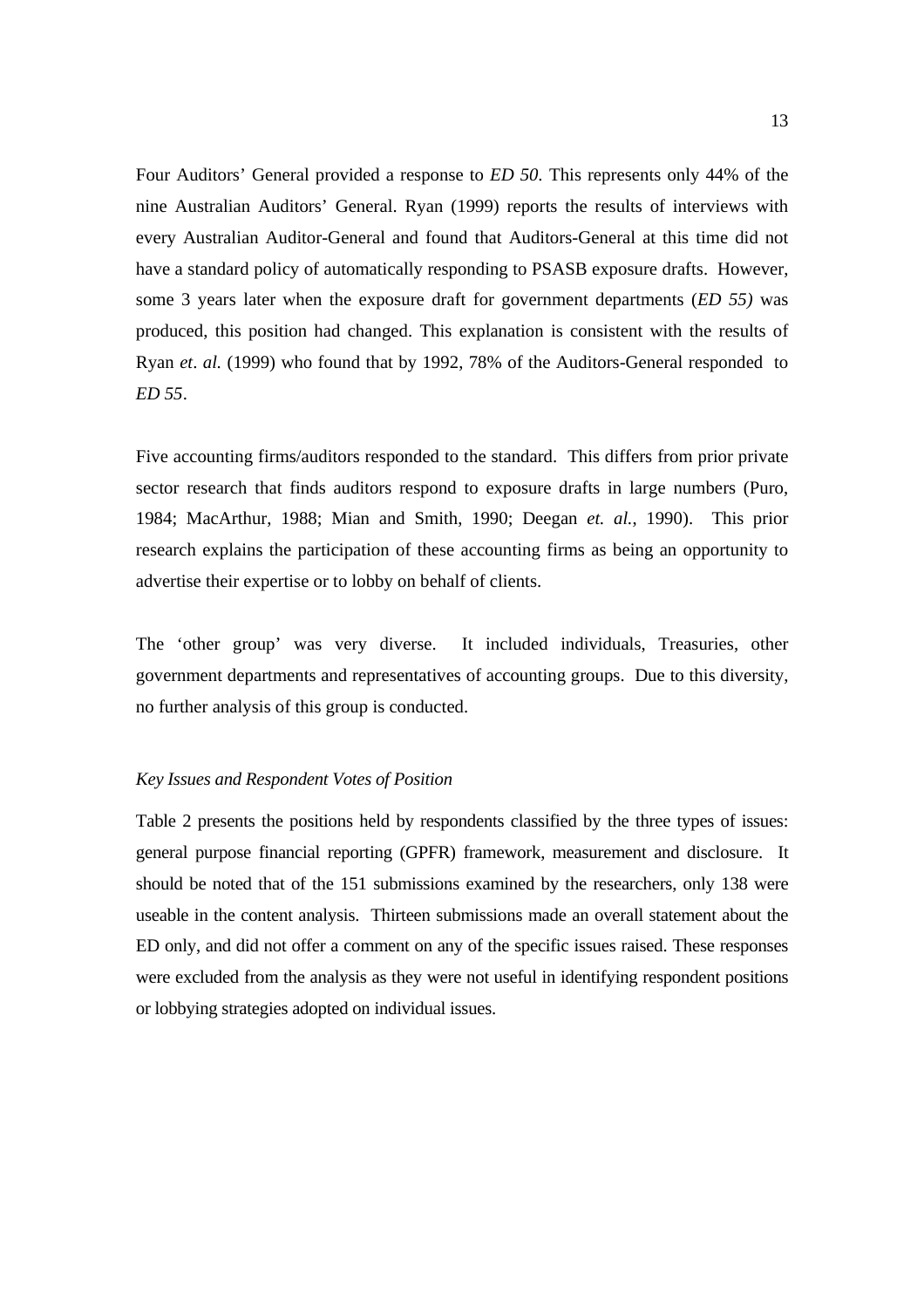Four Auditors' General provided a response to *ED 50*. This represents only 44% of the nine Australian Auditors' General. Ryan (1999) reports the results of interviews with every Australian Auditor-General and found that Auditors-General at this time did not have a standard policy of automatically responding to PSASB exposure drafts. However, some 3 years later when the exposure draft for government departments (*ED 55)* was produced, this position had changed. This explanation is consistent with the results of Ryan *et*. *al.* (1999) who found that by 1992, 78% of the Auditors-General responded to *ED 55*.

Five accounting firms/auditors responded to the standard. This differs from prior private sector research that finds auditors respond to exposure drafts in large numbers (Puro, 1984; MacArthur, 1988; Mian and Smith, 1990; Deegan *et. al.*, 1990). This prior research explains the participation of these accounting firms as being an opportunity to advertise their expertise or to lobby on behalf of clients.

The 'other group' was very diverse. It included individuals, Treasuries, other government departments and representatives of accounting groups. Due to this diversity, no further analysis of this group is conducted.

### *Key Issues and Respondent Votes of Position*

Table 2 presents the positions held by respondents classified by the three types of issues: general purpose financial reporting (GPFR) framework, measurement and disclosure. It should be noted that of the 151 submissions examined by the researchers, only 138 were useable in the content analysis. Thirteen submissions made an overall statement about the ED only, and did not offer a comment on any of the specific issues raised. These responses were excluded from the analysis as they were not useful in identifying respondent positions or lobbying strategies adopted on individual issues.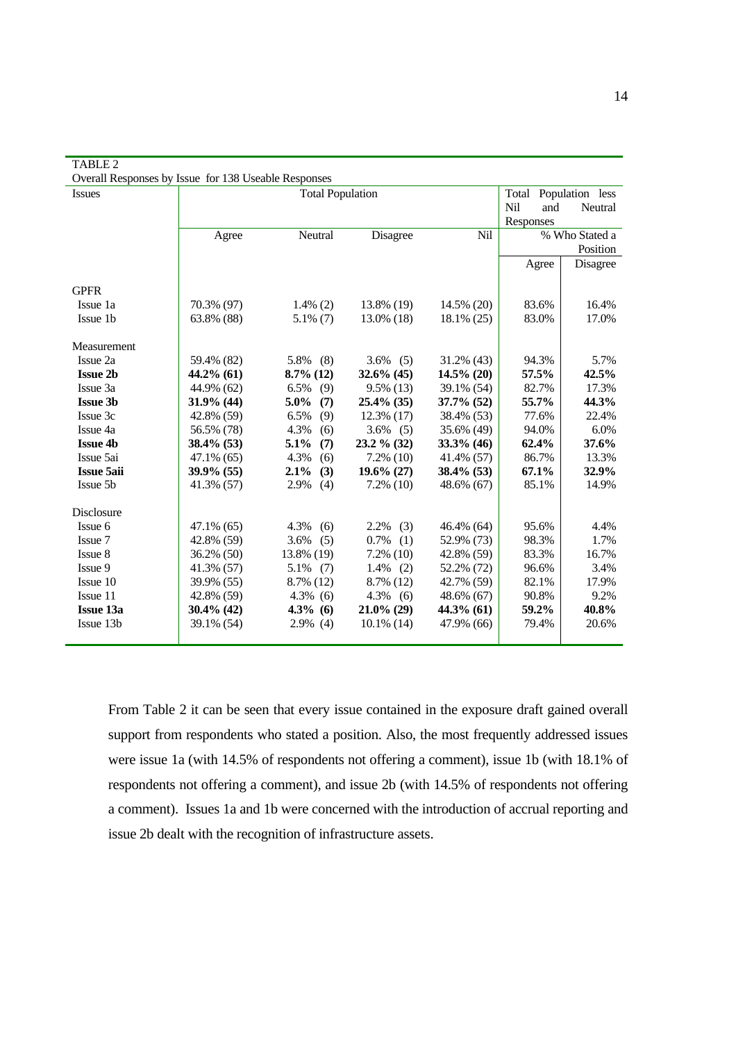TABLE 2

Overall Responses by Issue for 138 Useable Responses

| Issues | Total Population | | | | Total Population less Nil and Neutral Responses | |
|---|---|---|---|---|---|---|
| | Agree | Neutral | Disagree | Nil | % Who Stated a Position | |
| | | | | | Agree | Disagree |
| GPFR | | | | | | |
| Issue 1a | 70.3% (97) | 1.4% (2) | 13.8% (19) | 14.5% (20) | 83.6% | 16.4% |
| Issue 1b | 63.8% (88) | 5.1% (7) | 13.0% (18) | 18.1% (25) | 83.0% | 17.0% |
| Measurement | | | | | | |
| Issue 2a | 59.4% (82) | 5.8% (8) | 3.6% (5) | 31.2% (43) | 94.3% | 5.7% |
| **Issue 2b** | **44.2% (61)** | **8.7% (12)** | **32.6% (45)** | **14.5% (20)** | **57.5%** | **42.5%** |
| Issue 3a | 44.9% (62) | 6.5% (9) | 9.5% (13) | 39.1% (54) | 82.7% | 17.3% |
| **Issue 3b** | **31.9% (44)** | **5.0% (7)** | **25.4% (35)** | **37.7% (52)** | **55.7%** | **44.3%** |
| Issue 3c | 42.8% (59) | 6.5% (9) | 12.3% (17) | 38.4% (53) | 77.6% | 22.4% |
| Issue 4a | 56.5% (78) | 4.3% (6) | 3.6% (5) | 35.6% (49) | 94.0% | 6.0% |
| **Issue 4b** | **38.4% (53)** | **5.1% (7)** | **23.2 % (32)** | **33.3% (46)** | **62.4%** | **37.6%** |
| Issue 5ai | 47.1% (65) | 4.3% (6) | 7.2% (10) | 41.4% (57) | 86.7% | 13.3% |
| **Issue 5aii** | **39.9% (55)** | **2.1% (3)** | **19.6% (27)** | **38.4% (53)** | **67.1%** | **32.9%** |
| Issue 5b | 41.3% (57) | 2.9% (4) | 7.2% (10) | 48.6% (67) | 85.1% | 14.9% |
| Disclosure | | | | | | |
| Issue 6 | 47.1% (65) | 4.3% (6) | 2.2% (3) | 46.4% (64) | 95.6% | 4.4% |
| Issue 7 | 42.8% (59) | 3.6% (5) | 0.7% (1) | 52.9% (73) | 98.3% | 1.7% |
| Issue 8 | 36.2% (50) | 13.8% (19) | 7.2% (10) | 42.8% (59) | 83.3% | 16.7% |
| Issue 9 | 41.3% (57) | 5.1% (7) | 1.4% (2) | 52.2% (72) | 96.6% | 3.4% |
| Issue 10 | 39.9% (55) | 8.7% (12) | 8.7% (12) | 42.7% (59) | 82.1% | 17.9% |
| Issue 11 | 42.8% (59) | 4.3% (6) | 4.3% (6) | 48.6% (67) | 90.8% | 9.2% |
| **Issue 13a** | **30.4% (42)** | **4.3% (6)** | **21.0% (29)** | **44.3% (61)** | **59.2%** | **40.8%** |
| Issue 13b | 39.1% (54) | 2.9% (4) | 10.1% (14) | 47.9% (66) | 79.4% | 20.6% |

From Table 2 it can be seen that every issue contained in the exposure draft gained overall support from respondents who stated a position. Also, the most frequently addressed issues were issue 1a (with 14.5% of respondents not offering a comment), issue 1b (with 18.1% of respondents not offering a comment), and issue 2b (with 14.5% of respondents not offering a comment). Issues 1a and 1b were concerned with the introduction of accrual reporting and issue 2b dealt with the recognition of infrastructure assets.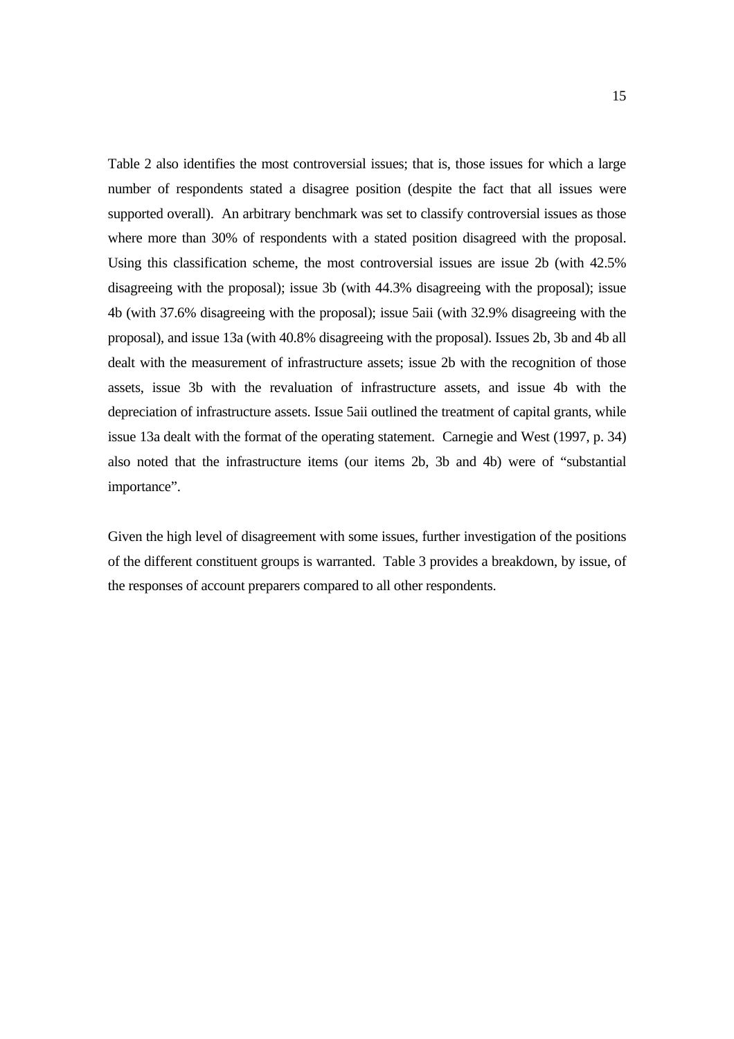Table 2 also identifies the most controversial issues; that is, those issues for which a large number of respondents stated a disagree position (despite the fact that all issues were supported overall). An arbitrary benchmark was set to classify controversial issues as those where more than 30% of respondents with a stated position disagreed with the proposal. Using this classification scheme, the most controversial issues are issue 2b (with 42.5% disagreeing with the proposal); issue 3b (with 44.3% disagreeing with the proposal); issue 4b (with 37.6% disagreeing with the proposal); issue 5aii (with 32.9% disagreeing with the proposal), and issue 13a (with 40.8% disagreeing with the proposal). Issues 2b, 3b and 4b all dealt with the measurement of infrastructure assets; issue 2b with the recognition of those assets, issue 3b with the revaluation of infrastructure assets, and issue 4b with the depreciation of infrastructure assets. Issue 5aii outlined the treatment of capital grants, while issue 13a dealt with the format of the operating statement. Carnegie and West (1997, p. 34) also noted that the infrastructure items (our items 2b, 3b and 4b) were of "substantial importance".

Given the high level of disagreement with some issues, further investigation of the positions of the different constituent groups is warranted. Table 3 provides a breakdown, by issue, of the responses of account preparers compared to all other respondents.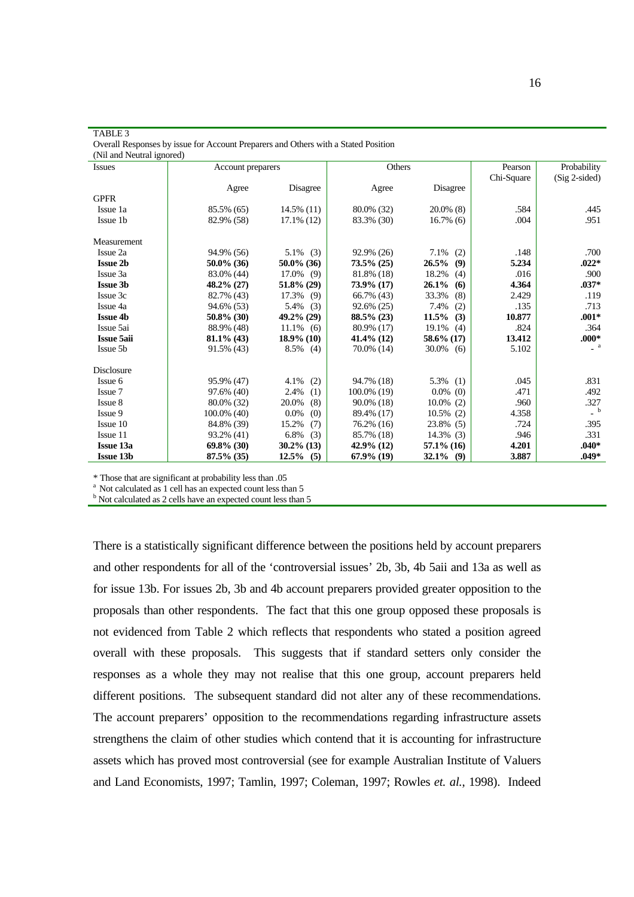TABLE 3

Overall Responses by issue for Account Preparers and Others with a Stated Position

(Nil and Neutral ignored)

| Issues | Account preparers | | Others | | Pearson Chi-Square | Probability (Sig 2-sided) |
|---|---|---|---|---|---|---|
| | Agree | Disagree | Agree | Disagree | | |
| GPFR | | | | | | |
| Issue 1a | 85.5% (65) | 14.5% (11) | 80.0% (32) | 20.0% (8) | .584 | .445 |
| Issue 1b | 82.9% (58) | 17.1% (12) | 83.3% (30) | 16.7% (6) | .004 | .951 |
| Measurement | | | | | | |
| Issue 2a | 94.9% (56) | 5.1% (3) | 92.9% (26) | 7.1% (2) | .148 | .700 |
| **Issue 2b** | **50.0% (36)** | **50.0% (36)** | **73.5% (25)** | **26.5% (9)** | **5.234** | **.022*** |
| Issue 3a | 83.0% (44) | 17.0% (9) | 81.8% (18) | 18.2% (4) | .016 | .900 |
| **Issue 3b** | **48.2% (27)** | **51.8% (29)** | **73.9% (17)** | **26.1% (6)** | **4.364** | **.037*** |
| Issue 3c | 82.7% (43) | 17.3% (9) | 66.7% (43) | 33.3% (8) | 2.429 | .119 |
| Issue 4a | 94.6% (53) | 5.4% (3) | 92.6% (25) | 7.4% (2) | .135 | .713 |
| **Issue 4b** | **50.8% (30)** | **49.2% (29)** | **88.5% (23)** | **11.5% (3)** | **10.877** | **.001*** |
| Issue 5ai | 88.9% (48) | 11.1% (6) | 80.9% (17) | 19.1% (4) | .824 | .364 |
| **Issue 5aii** | **81.1% (43)** | **18.9% (10)** | **41.4% (12)** | **58.6% (17)** | **13.412** | **.000*** |
| Issue 5b | 91.5% (43) | 8.5% (4) | 70.0% (14) | 30.0% (6) | 5.102 | - [a] |
| Disclosure | | | | | | |
| Issue 6 | 95.9% (47) | 4.1% (2) | 94.7% (18) | 5.3% (1) | .045 | .831 |
| Issue 7 | 97.6% (40) | 2.4% (1) | 100.0% (19) | 0.0% (0) | .471 | .492 |
| Issue 8 | 80.0% (32) | 20.0% (8) | 90.0% (18) | 10.0% (2) | .960 | .327 |
| Issue 9 | 100.0% (40) | 0.0% (0) | 89.4% (17) | 10.5% (2) | 4.358 | - [b] |
| Issue 10 | 84.8% (39) | 15.2% (7) | 76.2% (16) | 23.8% (5) | .724 | .395 |
| Issue 11 | 93.2% (41) | 6.8% (3) | 85.7% (18) | 14.3% (3) | .946 | .331 |
| **Issue 13a** | **69.8% (30)** | **30.2% (13)** | **42.9% (12)** | **57.1% (16)** | **4.201** | **.040*** |
| **Issue 13b** | **87.5% (35)** | **12.5% (5)** | **67.9% (19)** | **32.1% (9)** | **3.887** | **.049*** |

* Those that are significant at probability less than .05

[a] Not calculated as 1 cell has an expected count less than 5

[b] Not calculated as 2 cells have an expected count less than 5

There is a statistically significant difference between the positions held by account preparers and other respondents for all of the 'controversial issues' 2b, 3b, 4b 5aii and 13a as well as for issue 13b. For issues 2b, 3b and 4b account preparers provided greater opposition to the proposals than other respondents. The fact that this one group opposed these proposals is not evidenced from Table 2 which reflects that respondents who stated a position agreed overall with these proposals. This suggests that if standard setters only consider the responses as a whole they may not realise that this one group, account preparers held different positions. The subsequent standard did not alter any of these recommendations. The account preparers' opposition to the recommendations regarding infrastructure assets strengthens the claim of other studies which contend that it is accounting for infrastructure assets which has proved most controversial (see for example Australian Institute of Valuers and Land Economists, 1997; Tamlin, 1997; Coleman, 1997; Rowles *et. al.*, 1998). Indeed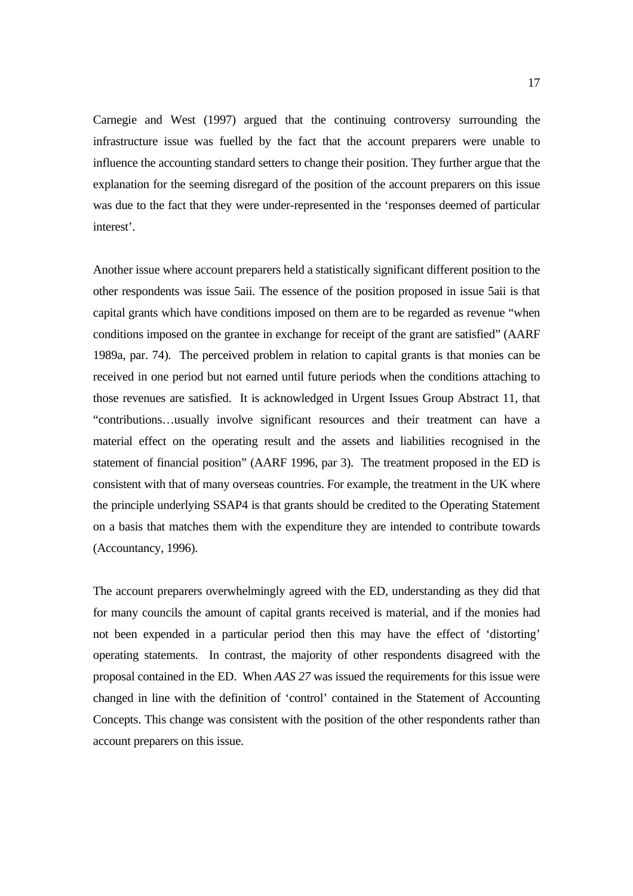Carnegie and West (1997) argued that the continuing controversy surrounding the infrastructure issue was fuelled by the fact that the account preparers were unable to influence the accounting standard setters to change their position. They further argue that the explanation for the seeming disregard of the position of the account preparers on this issue was due to the fact that they were under-represented in the 'responses deemed of particular interest'.

Another issue where account preparers held a statistically significant different position to the other respondents was issue 5aii. The essence of the position proposed in issue 5aii is that capital grants which have conditions imposed on them are to be regarded as revenue "when conditions imposed on the grantee in exchange for receipt of the grant are satisfied" (AARF 1989a, par. 74). The perceived problem in relation to capital grants is that monies can be received in one period but not earned until future periods when the conditions attaching to those revenues are satisfied. It is acknowledged in Urgent Issues Group Abstract 11, that "contributions…usually involve significant resources and their treatment can have a material effect on the operating result and the assets and liabilities recognised in the statement of financial position" (AARF 1996, par 3). The treatment proposed in the ED is consistent with that of many overseas countries. For example, the treatment in the UK where the principle underlying SSAP4 is that grants should be credited to the Operating Statement on a basis that matches them with the expenditure they are intended to contribute towards (Accountancy, 1996).

The account preparers overwhelmingly agreed with the ED, understanding as they did that for many councils the amount of capital grants received is material, and if the monies had not been expended in a particular period then this may have the effect of 'distorting' operating statements. In contrast, the majority of other respondents disagreed with the proposal contained in the ED. When *AAS 27* was issued the requirements for this issue were changed in line with the definition of 'control' contained in the Statement of Accounting Concepts. This change was consistent with the position of the other respondents rather than account preparers on this issue.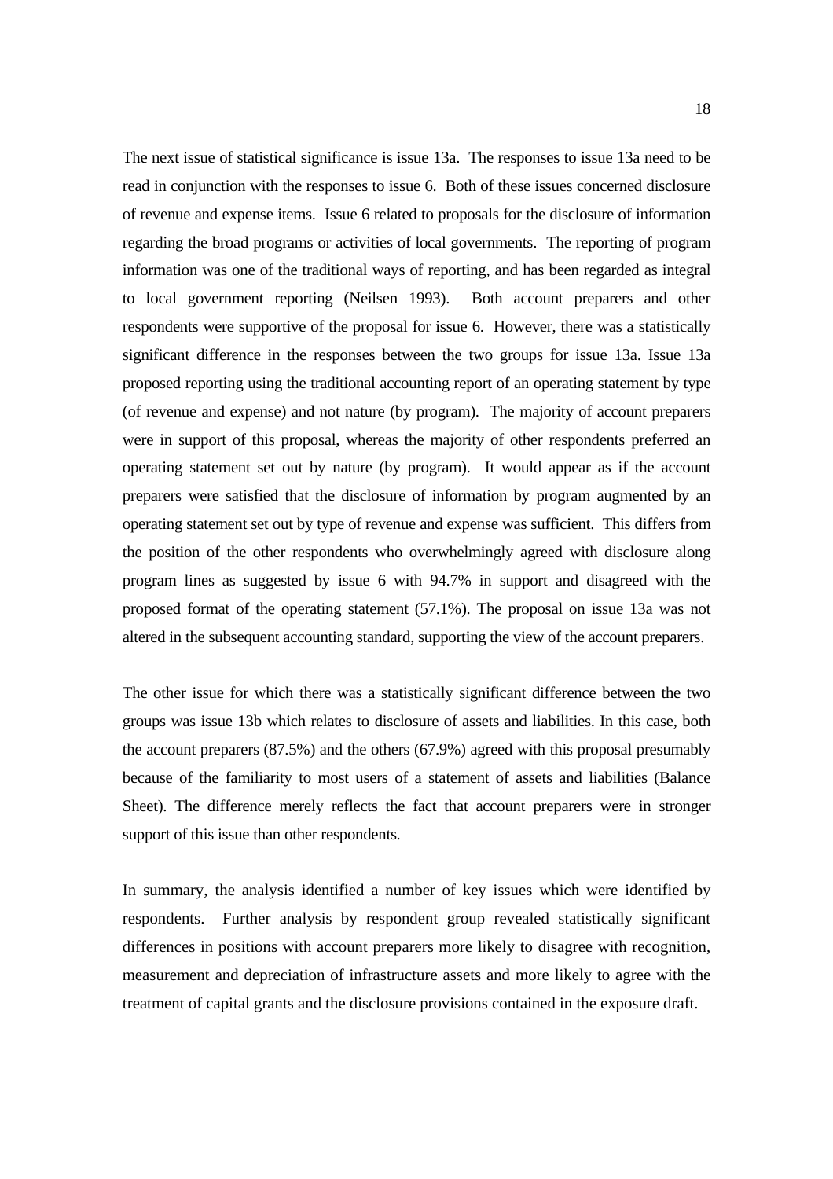The next issue of statistical significance is issue 13a. The responses to issue 13a need to be read in conjunction with the responses to issue 6. Both of these issues concerned disclosure of revenue and expense items. Issue 6 related to proposals for the disclosure of information regarding the broad programs or activities of local governments. The reporting of program information was one of the traditional ways of reporting, and has been regarded as integral to local government reporting (Neilsen 1993). Both account preparers and other respondents were supportive of the proposal for issue 6. However, there was a statistically significant difference in the responses between the two groups for issue 13a. Issue 13a proposed reporting using the traditional accounting report of an operating statement by type (of revenue and expense) and not nature (by program). The majority of account preparers were in support of this proposal, whereas the majority of other respondents preferred an operating statement set out by nature (by program). It would appear as if the account preparers were satisfied that the disclosure of information by program augmented by an operating statement set out by type of revenue and expense was sufficient. This differs from the position of the other respondents who overwhelmingly agreed with disclosure along program lines as suggested by issue 6 with 94.7% in support and disagreed with the proposed format of the operating statement (57.1%). The proposal on issue 13a was not altered in the subsequent accounting standard, supporting the view of the account preparers.

The other issue for which there was a statistically significant difference between the two groups was issue 13b which relates to disclosure of assets and liabilities. In this case, both the account preparers (87.5%) and the others (67.9%) agreed with this proposal presumably because of the familiarity to most users of a statement of assets and liabilities (Balance Sheet). The difference merely reflects the fact that account preparers were in stronger support of this issue than other respondents.

In summary, the analysis identified a number of key issues which were identified by respondents. Further analysis by respondent group revealed statistically significant differences in positions with account preparers more likely to disagree with recognition, measurement and depreciation of infrastructure assets and more likely to agree with the treatment of capital grants and the disclosure provisions contained in the exposure draft.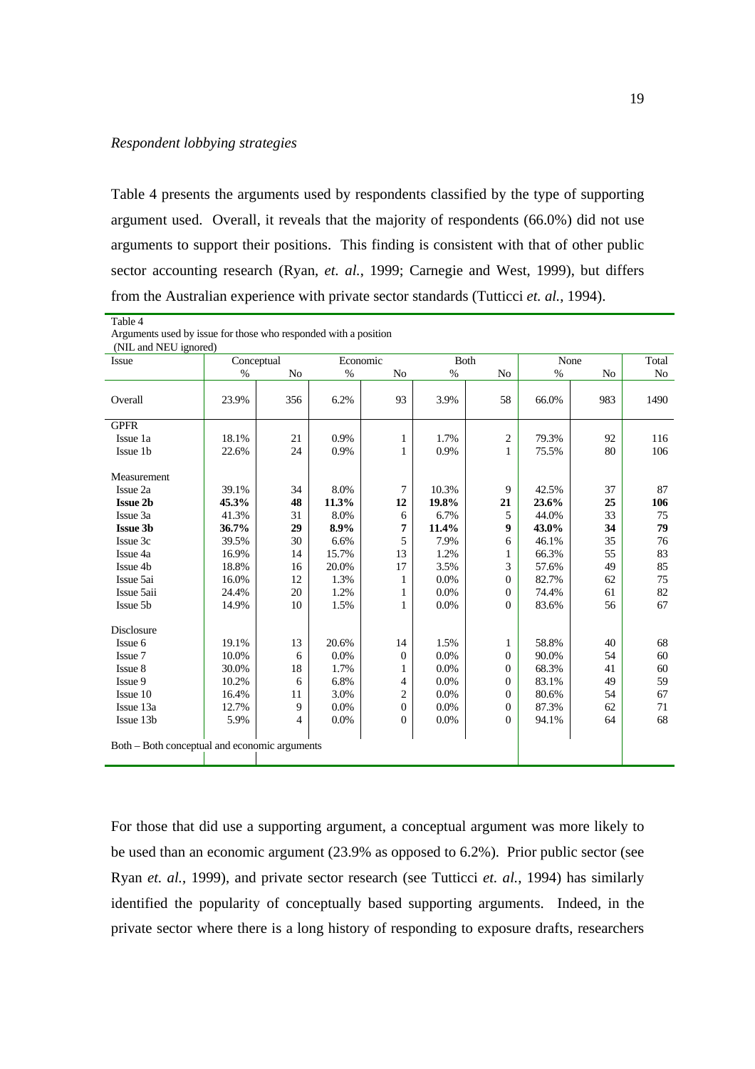*Respondent lobbying strategies*

Table 4 presents the arguments used by respondents classified by the type of supporting argument used. Overall, it reveals that the majority of respondents (66.0%) did not use arguments to support their positions. This finding is consistent with that of other public sector accounting research (Ryan, *et. al.*, 1999; Carnegie and West, 1999), but differs from the Australian experience with private sector standards (Tutticci *et. al.*, 1994).

Table 4
Arguments used by issue for those who responded with a position
(NIL and NEU ignored)

| Issue | Conceptual | | Economic | | Both | | None | | Total |
|---|---|---|---|---|---|---|---|---|---|
| | % | No | % | No | % | No | % | No | No |
| Overall | 23.9% | 356 | 6.2% | 93 | 3.9% | 58 | 66.0% | 983 | 1490 |
| GPFR | | | | | | | | | |
| Issue 1a | 18.1% | 21 | 0.9% | 1 | 1.7% | 2 | 79.3% | 92 | 116 |
| Issue 1b | 22.6% | 24 | 0.9% | 1 | 0.9% | 1 | 75.5% | 80 | 106 |
| Measurement | | | | | | | | | |
| Issue 2a | 39.1% | 34 | 8.0% | 7 | 10.3% | 9 | 42.5% | 37 | 87 |
| **Issue 2b** | **45.3%** | **48** | **11.3%** | **12** | **19.8%** | **21** | **23.6%** | **25** | **106** |
| Issue 3a | 41.3% | 31 | 8.0% | 6 | 6.7% | 5 | 44.0% | 33 | 75 |
| **Issue 3b** | **36.7%** | **29** | **8.9%** | **7** | **11.4%** | **9** | **43.0%** | **34** | **79** |
| Issue 3c | 39.5% | 30 | 6.6% | 5 | 7.9% | 6 | 46.1% | 35 | 76 |
| Issue 4a | 16.9% | 14 | 15.7% | 13 | 1.2% | 1 | 66.3% | 55 | 83 |
| Issue 4b | 18.8% | 16 | 20.0% | 17 | 3.5% | 3 | 57.6% | 49 | 85 |
| Issue 5ai | 16.0% | 12 | 1.3% | 1 | 0.0% | 0 | 82.7% | 62 | 75 |
| Issue 5aii | 24.4% | 20 | 1.2% | 1 | 0.0% | 0 | 74.4% | 61 | 82 |
| Issue 5b | 14.9% | 10 | 1.5% | 1 | 0.0% | 0 | 83.6% | 56 | 67 |
| Disclosure | | | | | | | | | |
| Issue 6 | 19.1% | 13 | 20.6% | 14 | 1.5% | 1 | 58.8% | 40 | 68 |
| Issue 7 | 10.0% | 6 | 0.0% | 0 | 0.0% | 0 | 90.0% | 54 | 60 |
| Issue 8 | 30.0% | 18 | 1.7% | 1 | 0.0% | 0 | 68.3% | 41 | 60 |
| Issue 9 | 10.2% | 6 | 6.8% | 4 | 0.0% | 0 | 83.1% | 49 | 59 |
| Issue 10 | 16.4% | 11 | 3.0% | 2 | 0.0% | 0 | 80.6% | 54 | 67 |
| Issue 13a | 12.7% | 9 | 0.0% | 0 | 0.0% | 0 | 87.3% | 62 | 71 |
| Issue 13b | 5.9% | 4 | 0.0% | 0 | 0.0% | 0 | 94.1% | 64 | 68 |

Both – Both conceptual and economic arguments

For those that did use a supporting argument, a conceptual argument was more likely to be used than an economic argument (23.9% as opposed to 6.2%). Prior public sector (see Ryan *et. al.*, 1999), and private sector research (see Tutticci *et. al.*, 1994) has similarly identified the popularity of conceptually based supporting arguments. Indeed, in the private sector where there is a long history of responding to exposure drafts, researchers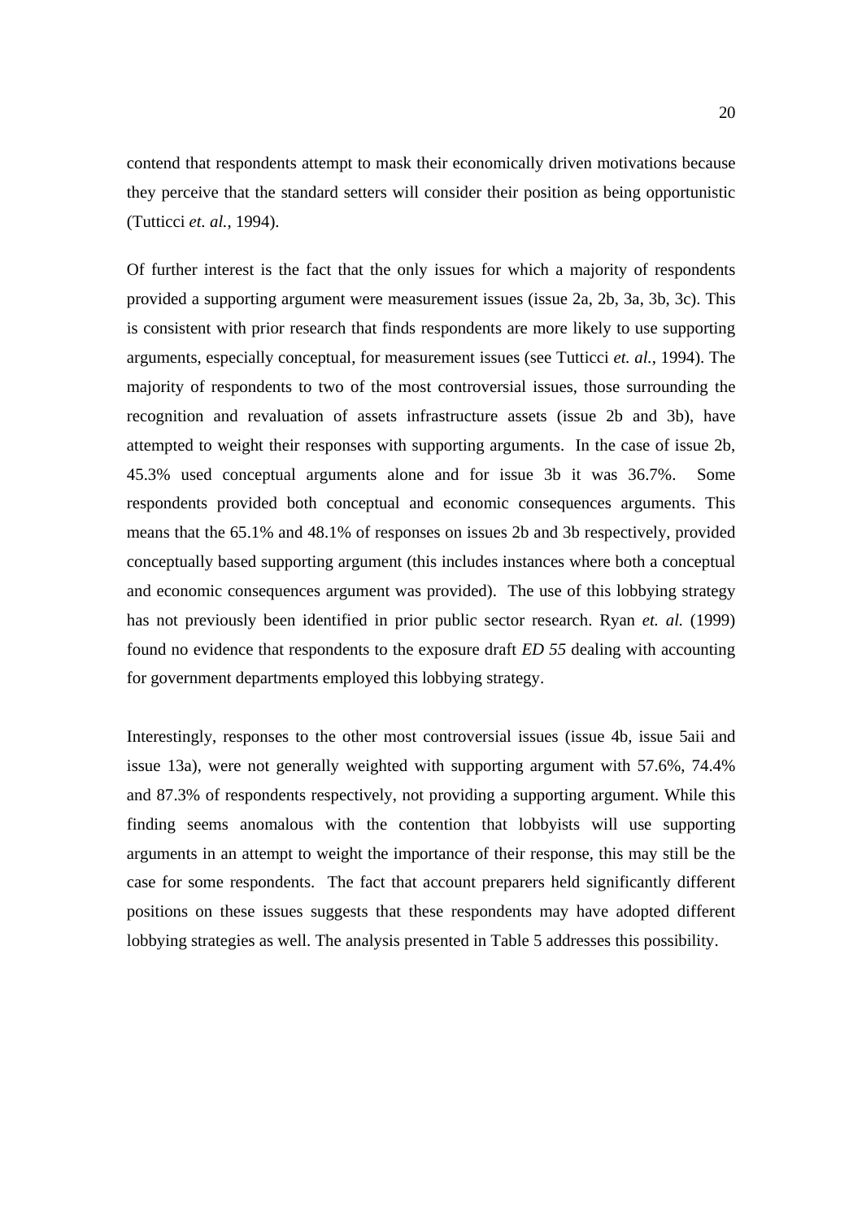contend that respondents attempt to mask their economically driven motivations because they perceive that the standard setters will consider their position as being opportunistic (Tutticci *et. al.*, 1994).

Of further interest is the fact that the only issues for which a majority of respondents provided a supporting argument were measurement issues (issue 2a, 2b, 3a, 3b, 3c). This is consistent with prior research that finds respondents are more likely to use supporting arguments, especially conceptual, for measurement issues (see Tutticci *et. al.*, 1994). The majority of respondents to two of the most controversial issues, those surrounding the recognition and revaluation of assets infrastructure assets (issue 2b and 3b), have attempted to weight their responses with supporting arguments. In the case of issue 2b, 45.3% used conceptual arguments alone and for issue 3b it was 36.7%. Some respondents provided both conceptual and economic consequences arguments. This means that the 65.1% and 48.1% of responses on issues 2b and 3b respectively, provided conceptually based supporting argument (this includes instances where both a conceptual and economic consequences argument was provided). The use of this lobbying strategy has not previously been identified in prior public sector research. Ryan *et. al.* (1999) found no evidence that respondents to the exposure draft *ED 55* dealing with accounting for government departments employed this lobbying strategy.

Interestingly, responses to the other most controversial issues (issue 4b, issue 5aii and issue 13a), were not generally weighted with supporting argument with 57.6%, 74.4% and 87.3% of respondents respectively, not providing a supporting argument. While this finding seems anomalous with the contention that lobbyists will use supporting arguments in an attempt to weight the importance of their response, this may still be the case for some respondents. The fact that account preparers held significantly different positions on these issues suggests that these respondents may have adopted different lobbying strategies as well. The analysis presented in Table 5 addresses this possibility.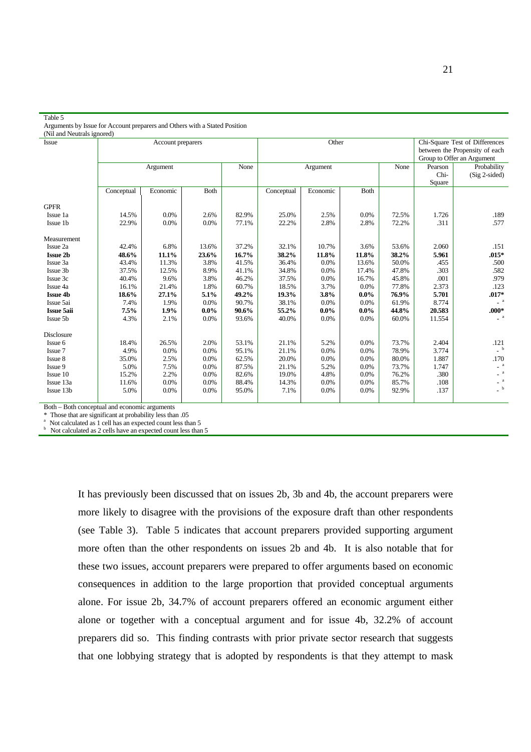Table 5
Arguments by Issue for Account preparers and Others with a Stated Position
(Nil and Neutrals ignored)

| Issue | Account preparers | | | | Other | | | | Chi-Square Test of Differences between the Propensity of each Group to Offer an Argument | |
|---|---|---|---|---|---|---|---|---|---|---|
| | Argument | | | None | Argument | | | None | Pearson Chi-Square | Probability (Sig 2-sided) |
| | Conceptual | Economic | Both | | Conceptual | Economic | Both | | | |
| GPFR | | | | | | | | | | |
| Issue 1a | 14.5% | 0.0% | 2.6% | 82.9% | 25.0% | 2.5% | 0.0% | 72.5% | 1.726 | .189 |
| Issue 1b | 22.9% | 0.0% | 0.0% | 77.1% | 22.2% | 2.8% | 2.8% | 72.2% | .311 | .577 |
| Measurement | | | | | | | | | | |
| Issue 2a | 42.4% | 6.8% | 13.6% | 37.2% | 32.1% | 10.7% | 3.6% | 53.6% | 2.060 | .151 |
| **Issue 2b** | **48.6%** | **11.1%** | **23.6%** | **16.7%** | **38.2%** | **11.8%** | **11.8%** | **38.2%** | **5.961** | **.015*** |
| Issue 3a | 43.4% | 11.3% | 3.8% | 41.5% | 36.4% | 0.0% | 13.6% | 50.0% | .455 | .500 |
| Issue 3b | 37.5% | 12.5% | 8.9% | 41.1% | 34.8% | 0.0% | 17.4% | 47.8% | .303 | .582 |
| Issue 3c | 40.4% | 9.6% | 3.8% | 46.2% | 37.5% | 0.0% | 16.7% | 45.8% | .001 | .979 |
| Issue 4a | 16.1% | 21.4% | 1.8% | 60.7% | 18.5% | 3.7% | 0.0% | 77.8% | 2.373 | .123 |
| **Issue 4b** | **18.6%** | **27.1%** | **5.1%** | **49.2%** | **19.3%** | **3.8%** | **0.0%** | **76.9%** | **5.701** | **.017*** |
| Issue 5ai | 7.4% | 1.9% | 0.0% | 90.7% | 38.1% | 0.0% | 0.0% | 61.9% | 8.774 | - [a] |
| **Issue 5aii** | **7.5%** | **1.9%** | **0.0%** | **90.6%** | **55.2%** | **0.0%** | **0.0%** | **44.8%** | **20.583** | **.000*** |
| Issue 5b | 4.3% | 2.1% | 0.0% | 93.6% | 40.0% | 0.0% | 0.0% | 60.0% | 11.554 | - [a] |
| Disclosure | | | | | | | | | | |
| Issue 6 | 18.4% | 26.5% | 2.0% | 53.1% | 21.1% | 5.2% | 0.0% | 73.7% | 2.404 | .121 |
| Issue 7 | 4.9% | 0.0% | 0.0% | 95.1% | 21.1% | 0.0% | 0.0% | 78.9% | 3.774 | - [b] |
| Issue 8 | 35.0% | 2.5% | 0.0% | 62.5% | 20.0% | 0.0% | 0.0% | 80.0% | 1.887 | .170 |
| Issue 9 | 5.0% | 7.5% | 0.0% | 87.5% | 21.1% | 5.2% | 0.0% | 73.7% | 1.747 | - [a] |
| Issue 10 | 15.2% | 2.2% | 0.0% | 82.6% | 19.0% | 4.8% | 0.0% | 76.2% | .380 | - [a] |
| Issue 13a | 11.6% | 0.0% | 0.0% | 88.4% | 14.3% | 0.0% | 0.0% | 85.7% | .108 | - [a] |
| Issue 13b | 5.0% | 0.0% | 0.0% | 95.0% | 7.1% | 0.0% | 0.0% | 92.9% | .137 | - [b] |

Both – Both conceptual and economic arguments
* Those that are significant at probability less than .05
[a] Not calculated as 1 cell has an expected count less than 5
[b] Not calculated as 2 cells have an expected count less than 5

It has previously been discussed that on issues 2b, 3b and 4b, the account preparers were more likely to disagree with the provisions of the exposure draft than other respondents (see Table 3). Table 5 indicates that account preparers provided supporting argument more often than the other respondents on issues 2b and 4b. It is also notable that for these two issues, account preparers were prepared to offer arguments based on economic consequences in addition to the large proportion that provided conceptual arguments alone. For issue 2b, 34.7% of account preparers offered an economic argument either alone or together with a conceptual argument and for issue 4b, 32.2% of account preparers did so. This finding contrasts with prior private sector research that suggests that one lobbying strategy that is adopted by respondents is that they attempt to mask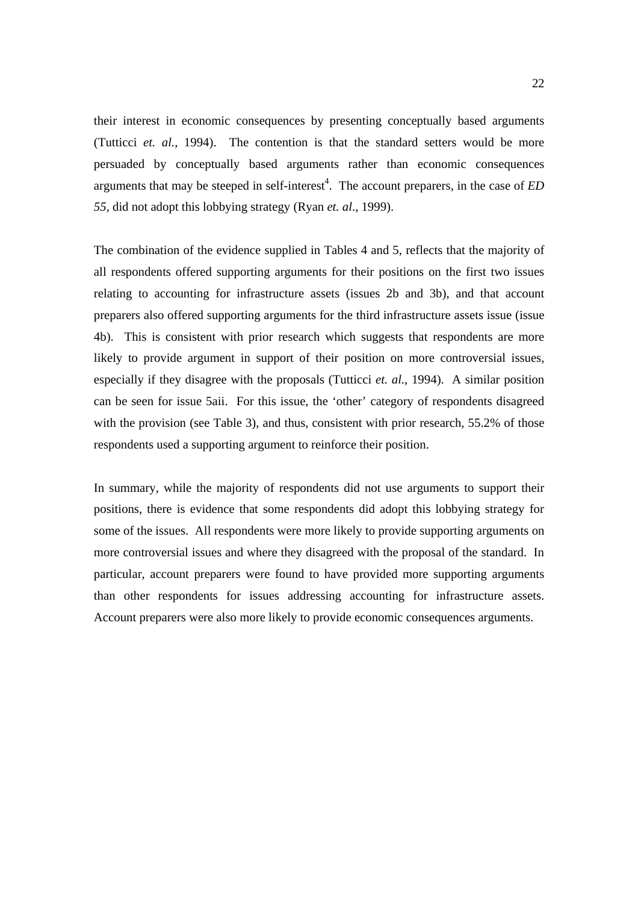their interest in economic consequences by presenting conceptually based arguments (Tutticci *et. al.*, 1994). The contention is that the standard setters would be more persuaded by conceptually based arguments rather than economic consequences arguments that may be steeped in self-interest[4]. The account preparers, in the case of *ED 55*, did not adopt this lobbying strategy (Ryan *et. al*., 1999).

The combination of the evidence supplied in Tables 4 and 5, reflects that the majority of all respondents offered supporting arguments for their positions on the first two issues relating to accounting for infrastructure assets (issues 2b and 3b), and that account preparers also offered supporting arguments for the third infrastructure assets issue (issue 4b). This is consistent with prior research which suggests that respondents are more likely to provide argument in support of their position on more controversial issues, especially if they disagree with the proposals (Tutticci *et. al.*, 1994). A similar position can be seen for issue 5aii. For this issue, the 'other' category of respondents disagreed with the provision (see Table 3), and thus, consistent with prior research, 55.2% of those respondents used a supporting argument to reinforce their position.

In summary, while the majority of respondents did not use arguments to support their positions, there is evidence that some respondents did adopt this lobbying strategy for some of the issues. All respondents were more likely to provide supporting arguments on more controversial issues and where they disagreed with the proposal of the standard. In particular, account preparers were found to have provided more supporting arguments than other respondents for issues addressing accounting for infrastructure assets. Account preparers were also more likely to provide economic consequences arguments.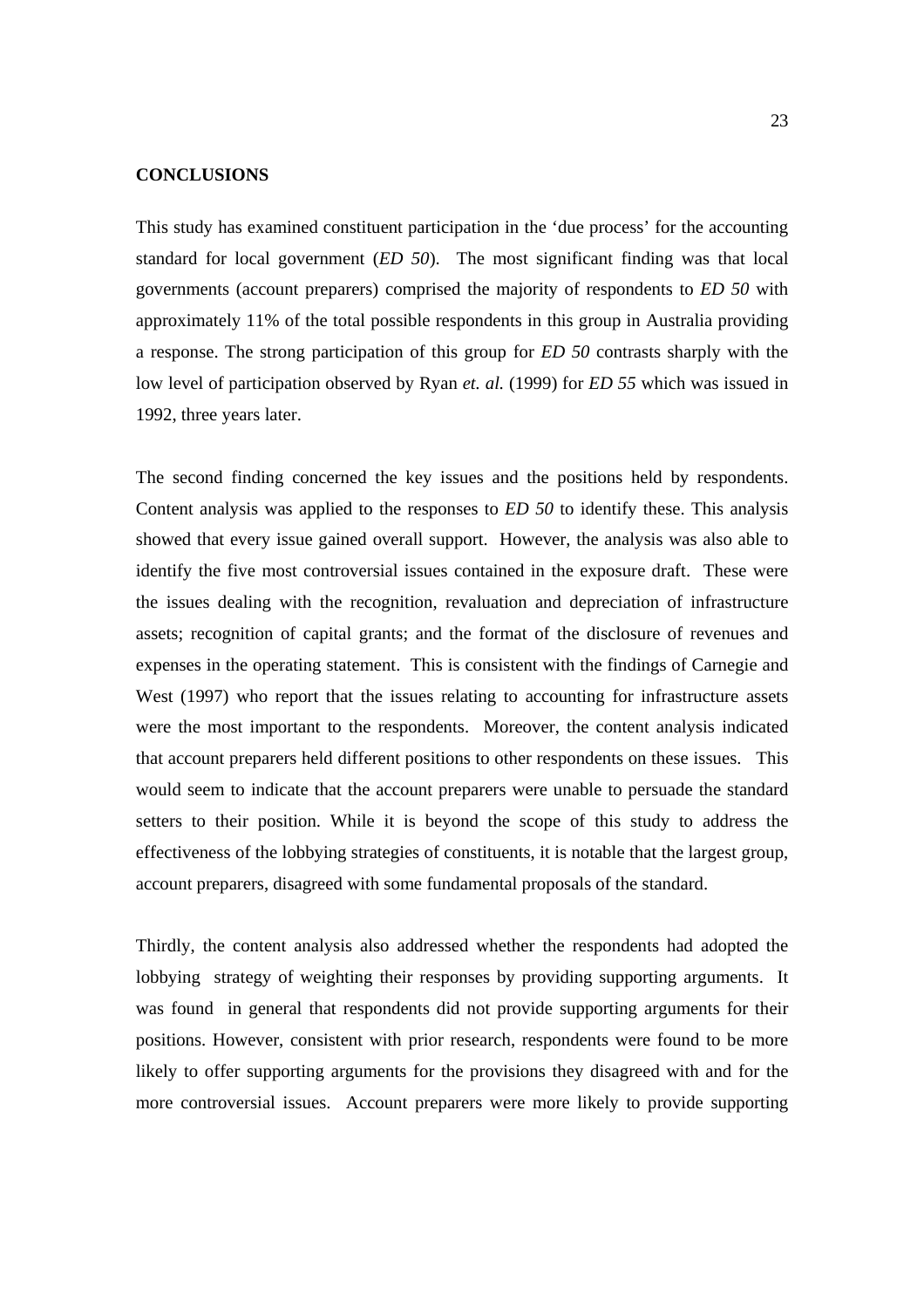## CONCLUSIONS

This study has examined constituent participation in the 'due process' for the accounting standard for local government (*ED 50*). The most significant finding was that local governments (account preparers) comprised the majority of respondents to *ED 50* with approximately 11% of the total possible respondents in this group in Australia providing a response. The strong participation of this group for *ED 50* contrasts sharply with the low level of participation observed by Ryan *et. al.* (1999) for *ED 55* which was issued in 1992, three years later.

The second finding concerned the key issues and the positions held by respondents. Content analysis was applied to the responses to *ED 50* to identify these. This analysis showed that every issue gained overall support. However, the analysis was also able to identify the five most controversial issues contained in the exposure draft. These were the issues dealing with the recognition, revaluation and depreciation of infrastructure assets; recognition of capital grants; and the format of the disclosure of revenues and expenses in the operating statement. This is consistent with the findings of Carnegie and West (1997) who report that the issues relating to accounting for infrastructure assets were the most important to the respondents. Moreover, the content analysis indicated that account preparers held different positions to other respondents on these issues. This would seem to indicate that the account preparers were unable to persuade the standard setters to their position. While it is beyond the scope of this study to address the effectiveness of the lobbying strategies of constituents, it is notable that the largest group, account preparers, disagreed with some fundamental proposals of the standard.

Thirdly, the content analysis also addressed whether the respondents had adopted the lobbying strategy of weighting their responses by providing supporting arguments. It was found in general that respondents did not provide supporting arguments for their positions. However, consistent with prior research, respondents were found to be more likely to offer supporting arguments for the provisions they disagreed with and for the more controversial issues. Account preparers were more likely to provide supporting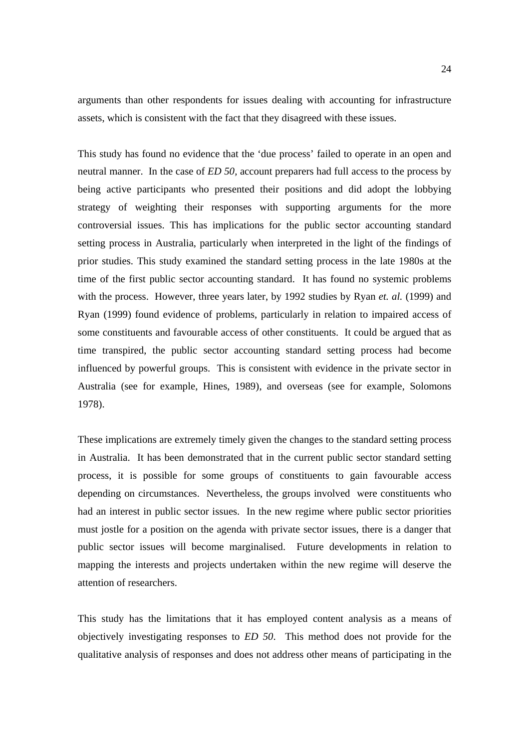arguments than other respondents for issues dealing with accounting for infrastructure assets, which is consistent with the fact that they disagreed with these issues.

This study has found no evidence that the 'due process' failed to operate in an open and neutral manner. In the case of *ED 50,* account preparers had full access to the process by being active participants who presented their positions and did adopt the lobbying strategy of weighting their responses with supporting arguments for the more controversial issues. This has implications for the public sector accounting standard setting process in Australia, particularly when interpreted in the light of the findings of prior studies. This study examined the standard setting process in the late 1980s at the time of the first public sector accounting standard. It has found no systemic problems with the process. However, three years later, by 1992 studies by Ryan *et. al.* (1999) and Ryan (1999) found evidence of problems, particularly in relation to impaired access of some constituents and favourable access of other constituents. It could be argued that as time transpired, the public sector accounting standard setting process had become influenced by powerful groups. This is consistent with evidence in the private sector in Australia (see for example, Hines, 1989), and overseas (see for example, Solomons 1978).

These implications are extremely timely given the changes to the standard setting process in Australia. It has been demonstrated that in the current public sector standard setting process, it is possible for some groups of constituents to gain favourable access depending on circumstances. Nevertheless, the groups involved were constituents who had an interest in public sector issues. In the new regime where public sector priorities must jostle for a position on the agenda with private sector issues, there is a danger that public sector issues will become marginalised. Future developments in relation to mapping the interests and projects undertaken within the new regime will deserve the attention of researchers.

This study has the limitations that it has employed content analysis as a means of objectively investigating responses to *ED 50*. This method does not provide for the qualitative analysis of responses and does not address other means of participating in the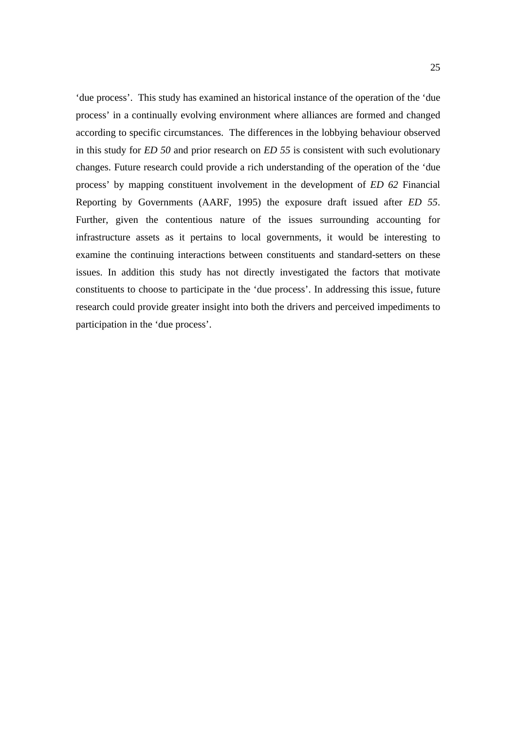'due process'. This study has examined an historical instance of the operation of the 'due process' in a continually evolving environment where alliances are formed and changed according to specific circumstances. The differences in the lobbying behaviour observed in this study for *ED 50* and prior research on *ED 55* is consistent with such evolutionary changes. Future research could provide a rich understanding of the operation of the 'due process' by mapping constituent involvement in the development of *ED 62* Financial Reporting by Governments (AARF, 1995) the exposure draft issued after *ED 55*. Further, given the contentious nature of the issues surrounding accounting for infrastructure assets as it pertains to local governments, it would be interesting to examine the continuing interactions between constituents and standard-setters on these issues. In addition this study has not directly investigated the factors that motivate constituents to choose to participate in the 'due process'. In addressing this issue, future research could provide greater insight into both the drivers and perceived impediments to participation in the 'due process'.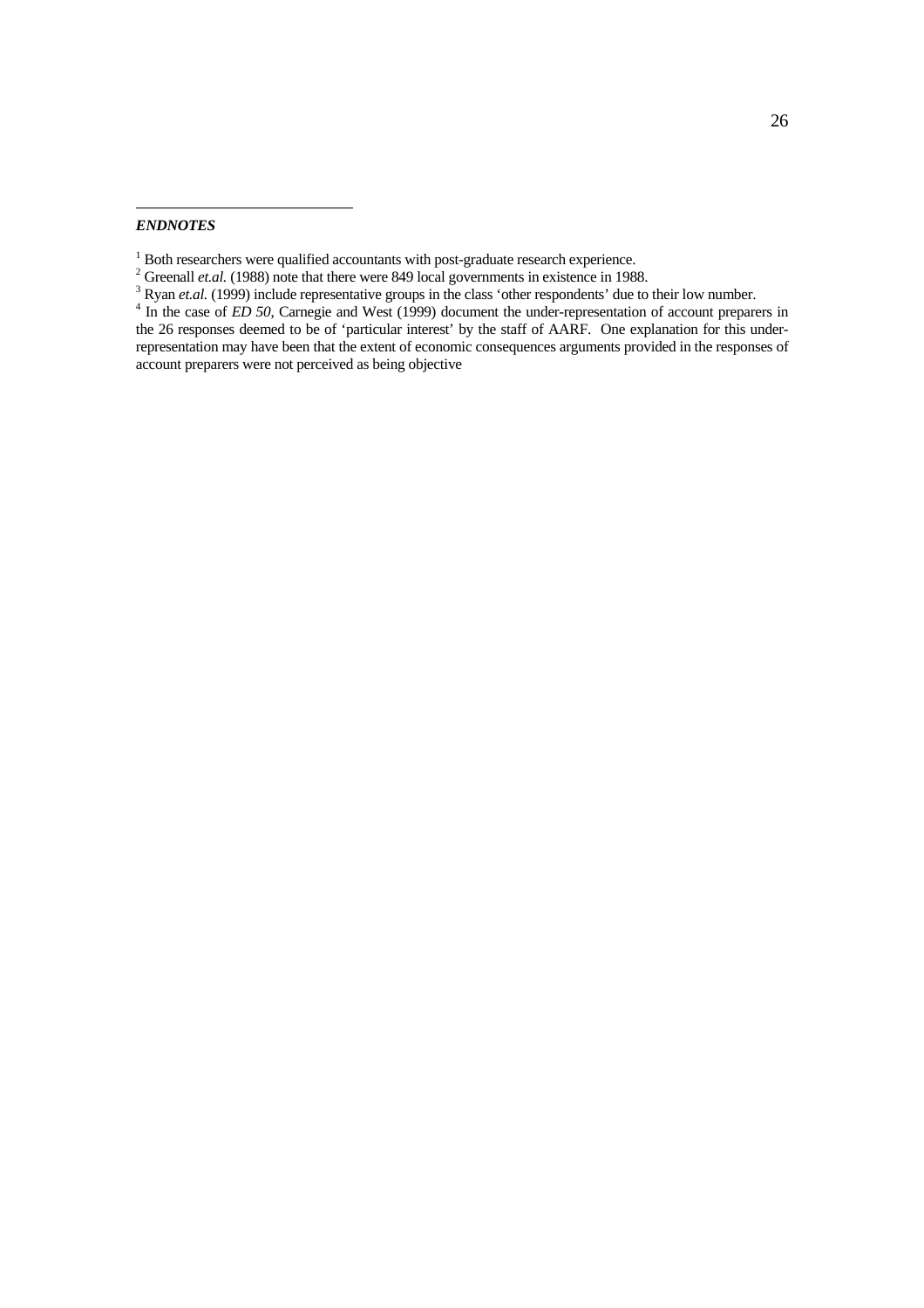***ENDNOTES***

[1] Both researchers were qualified accountants with post-graduate research experience.

[2] Greenall *et.al.* (1988) note that there were 849 local governments in existence in 1988.

[3] Ryan *et.al.* (1999) include representative groups in the class 'other respondents' due to their low number.

[4] In the case of *ED 50*, Carnegie and West (1999) document the under-representation of account preparers in the 26 responses deemed to be of 'particular interest' by the staff of AARF. One explanation for this under-representation may have been that the extent of economic consequences arguments provided in the responses of account preparers were not perceived as being objective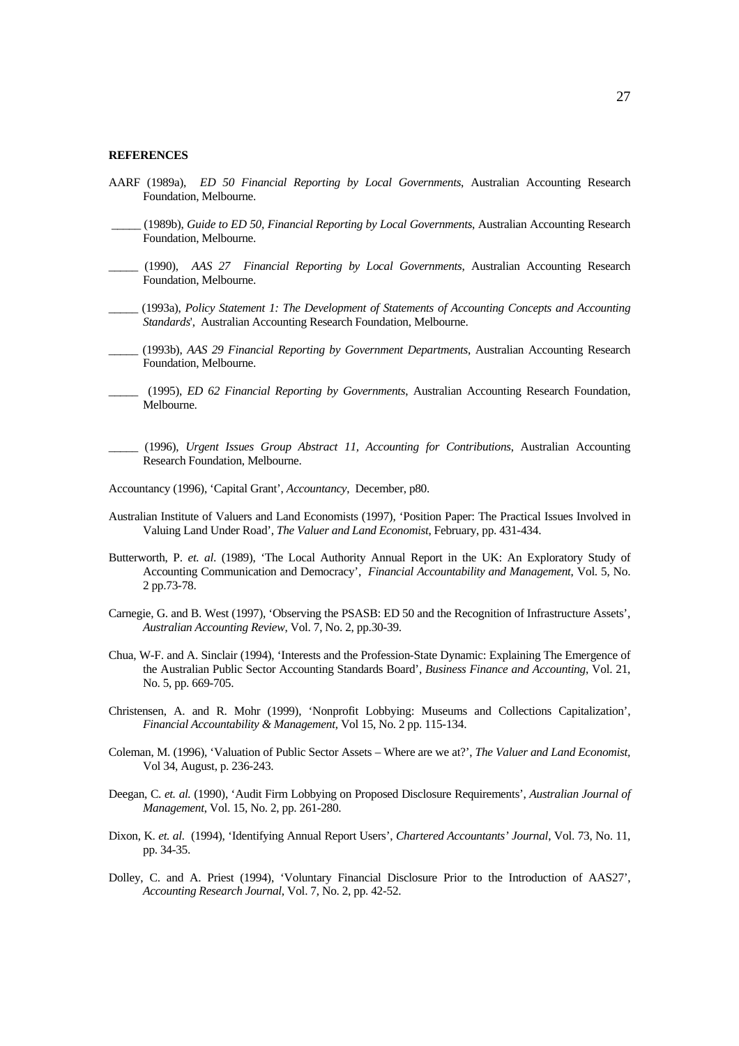**REFERENCES**

AARF (1989a), *ED 50 Financial Reporting by Local Governments*, Australian Accounting Research Foundation, Melbourne.

_____ (1989b), *Guide to ED 50, Financial Reporting by Local Governments*, Australian Accounting Research Foundation, Melbourne.

_____ (1990), *AAS 27 Financial Reporting by Local Governments*, Australian Accounting Research Foundation, Melbourne.

_____ (1993a), *Policy Statement 1: The Development of Statements of Accounting Concepts and Accounting Standards*', Australian Accounting Research Foundation, Melbourne.

_____ (1993b), *AAS 29 Financial Reporting by Government Departments*, Australian Accounting Research Foundation, Melbourne.

_____ (1995), *ED 62 Financial Reporting by Governments*, Australian Accounting Research Foundation, Melbourne.

_____ (1996), *Urgent Issues Group Abstract 11, Accounting for Contributions*, Australian Accounting Research Foundation, Melbourne.

Accountancy (1996), 'Capital Grant', *Accountancy*, December, p80.

Australian Institute of Valuers and Land Economists (1997), 'Position Paper: The Practical Issues Involved in Valuing Land Under Road', *The Valuer and Land Economist*, February, pp. 431-434.

Butterworth, P. *et. al*. (1989), 'The Local Authority Annual Report in the UK: An Exploratory Study of Accounting Communication and Democracy', *Financial Accountability and Management*, Vol. 5, No. 2 pp.73-78.

Carnegie, G. and B. West (1997), 'Observing the PSASB: ED 50 and the Recognition of Infrastructure Assets', *Australian Accounting Review*, Vol. 7, No. 2, pp.30-39.

Chua, W-F. and A. Sinclair (1994), 'Interests and the Profession-State Dynamic: Explaining The Emergence of the Australian Public Sector Accounting Standards Board', *Business Finance and Accounting*, Vol. 21, No. 5, pp. 669-705.

Christensen, A. and R. Mohr (1999), 'Nonprofit Lobbying: Museums and Collections Capitalization', *Financial Accountability & Management*, Vol 15, No. 2 pp. 115-134.

Coleman, M. (1996), 'Valuation of Public Sector Assets – Where are we at?', *The Valuer and Land Economist*, Vol 34, August, p. 236-243.

Deegan, C. *et. al.* (1990), 'Audit Firm Lobbying on Proposed Disclosure Requirements', *Australian Journal of Management*, Vol. 15, No. 2, pp. 261-280.

Dixon, K. *et. al*. (1994), 'Identifying Annual Report Users', *Chartered Accountants' Journal*, Vol. 73, No. 11, pp. 34-35.

Dolley, C. and A. Priest (1994), 'Voluntary Financial Disclosure Prior to the Introduction of AAS27', *Accounting Research Journal*, Vol. 7, No. 2, pp. 42-52.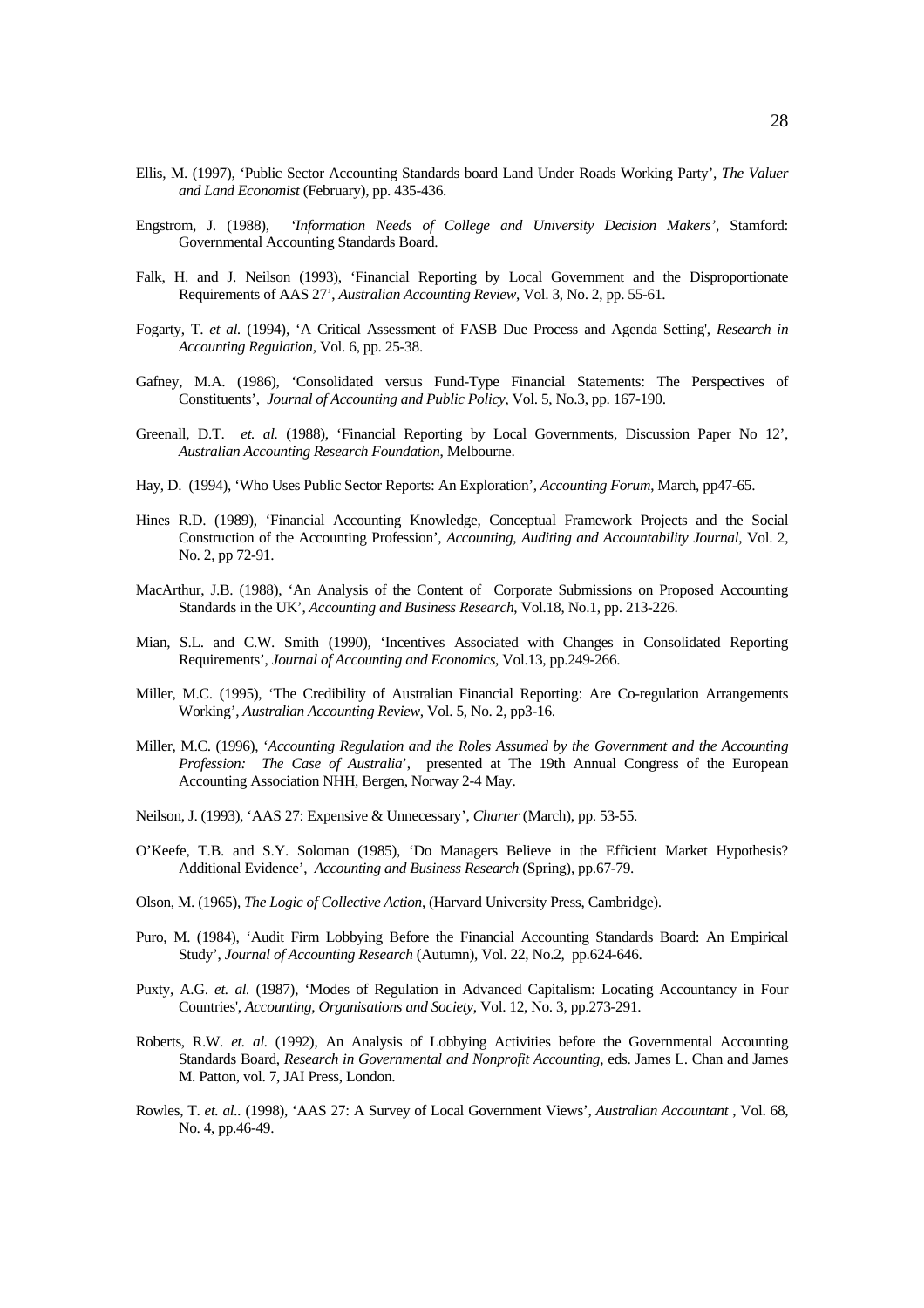Ellis, M. (1997), 'Public Sector Accounting Standards board Land Under Roads Working Party', *The Valuer and Land Economist* (February), pp. 435-436.

Engstrom, J. (1988), '*Information Needs of College and University Decision Makers*', Stamford: Governmental Accounting Standards Board.

Falk, H. and J. Neilson (1993), 'Financial Reporting by Local Government and the Disproportionate Requirements of AAS 27', *Australian Accounting Review*, Vol. 3, No. 2, pp. 55-61.

Fogarty, T. *et al.* (1994), 'A Critical Assessment of FASB Due Process and Agenda Setting', *Research in Accounting Regulation*, Vol. 6, pp. 25-38.

Gafney, M.A. (1986), 'Consolidated versus Fund-Type Financial Statements: The Perspectives of Constituents', *Journal of Accounting and Public Policy*, Vol. 5, No.3, pp. 167-190.

Greenall, D.T. *et. al.* (1988), 'Financial Reporting by Local Governments, Discussion Paper No 12', *Australian Accounting Research Foundation*, Melbourne.

Hay, D. (1994), 'Who Uses Public Sector Reports: An Exploration', *Accounting Forum*, March, pp47-65.

Hines R.D. (1989), 'Financial Accounting Knowledge, Conceptual Framework Projects and the Social Construction of the Accounting Profession', *Accounting, Auditing and Accountability Journal*, Vol. 2, No. 2, pp 72-91.

MacArthur, J.B. (1988), 'An Analysis of the Content of Corporate Submissions on Proposed Accounting Standards in the UK', *Accounting and Business Research*, Vol.18, No.1, pp. 213-226.

Mian, S.L. and C.W. Smith (1990), 'Incentives Associated with Changes in Consolidated Reporting Requirements', *Journal of Accounting and Economics*, Vol.13, pp.249-266.

Miller, M.C. (1995), 'The Credibility of Australian Financial Reporting: Are Co-regulation Arrangements Working', *Australian Accounting Review*, Vol. 5, No. 2, pp3-16.

Miller, M.C. (1996), '*Accounting Regulation and the Roles Assumed by the Government and the Accounting Profession: The Case of Australia*', presented at The 19th Annual Congress of the European Accounting Association NHH, Bergen, Norway 2-4 May.

Neilson, J. (1993), 'AAS 27: Expensive & Unnecessary', *Charter* (March), pp. 53-55.

O'Keefe, T.B. and S.Y. Soloman (1985), 'Do Managers Believe in the Efficient Market Hypothesis? Additional Evidence', *Accounting and Business Research* (Spring), pp.67-79.

Olson, M. (1965), *The Logic of Collective Action*, (Harvard University Press, Cambridge).

Puro, M. (1984), 'Audit Firm Lobbying Before the Financial Accounting Standards Board: An Empirical Study', *Journal of Accounting Research* (Autumn), Vol. 22, No.2, pp.624-646.

Puxty, A.G. *et. al.* (1987), 'Modes of Regulation in Advanced Capitalism: Locating Accountancy in Four Countries', *Accounting, Organisations and Society*, Vol. 12, No. 3, pp.273-291.

Roberts, R.W. *et. al.* (1992), An Analysis of Lobbying Activities before the Governmental Accounting Standards Board, *Research in Governmental and Nonprofit Accounting*, eds. James L. Chan and James M. Patton, vol. 7, JAI Press, London.

Rowles, T. *et. al.*. (1998), 'AAS 27: A Survey of Local Government Views', *Australian Accountant* , Vol. 68, No. 4, pp.46-49.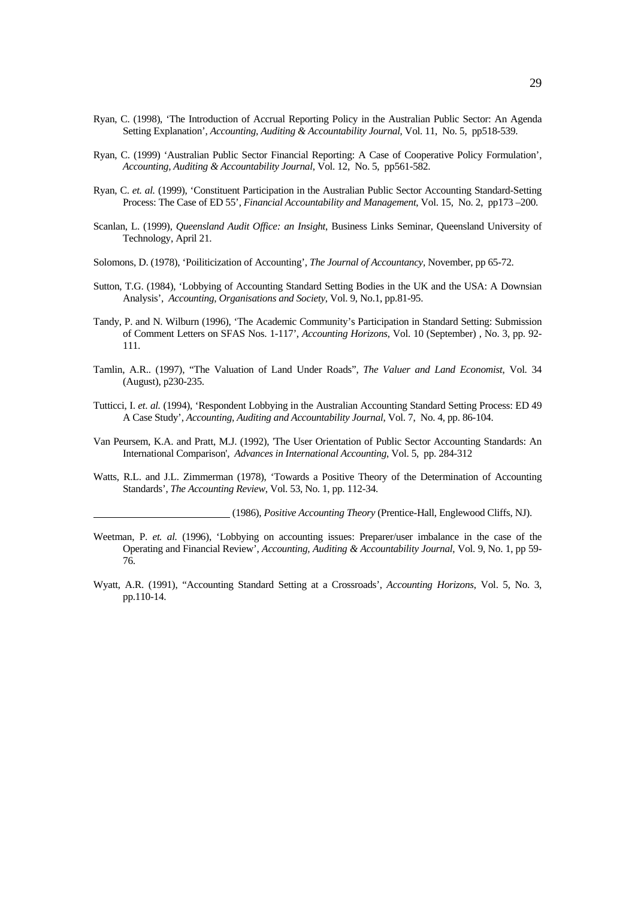Ryan, C. (1998), 'The Introduction of Accrual Reporting Policy in the Australian Public Sector: An Agenda Setting Explanation', *Accounting, Auditing & Accountability Journal*, Vol. 11, No. 5, pp518-539.

Ryan, C. (1999) 'Australian Public Sector Financial Reporting: A Case of Cooperative Policy Formulation', *Accounting, Auditing & Accountability Journal*, Vol. 12, No. 5, pp561-582.

Ryan, C. *et. al.* (1999), 'Constituent Participation in the Australian Public Sector Accounting Standard-Setting Process: The Case of ED 55', *Financial Accountability and Management*, Vol. 15, No. 2, pp173 –200.

Scanlan, L. (1999), *Queensland Audit Office: an Insight*, Business Links Seminar, Queensland University of Technology, April 21.

Solomons, D. (1978), 'Poiliticization of Accounting', *The Journal of Accountancy*, November, pp 65-72.

Sutton, T.G. (1984), 'Lobbying of Accounting Standard Setting Bodies in the UK and the USA: A Downsian Analysis', *Accounting, Organisations and Society*, Vol. 9, No.1, pp.81-95.

Tandy, P. and N. Wilburn (1996), 'The Academic Community's Participation in Standard Setting: Submission of Comment Letters on SFAS Nos. 1-117', *Accounting Horizons*, Vol. 10 (September) , No. 3, pp. 92-111.

Tamlin, A.R.. (1997), "The Valuation of Land Under Roads", *The Valuer and Land Economist*, Vol. 34 (August), p230-235.

Tutticci, I. *et. al.* (1994), 'Respondent Lobbying in the Australian Accounting Standard Setting Process: ED 49 A Case Study', *Accounting, Auditing and Accountability Journal*, Vol. 7, No. 4, pp. 86-104.

Van Peursem, K.A. and Pratt, M.J. (1992), 'The User Orientation of Public Sector Accounting Standards: An International Comparison', *Advances in International Accounting*, Vol. 5, pp. 284-312

Watts, R.L. and J.L. Zimmerman (1978), 'Towards a Positive Theory of the Determination of Accounting Standards', *The Accounting Review*, Vol. 53, No. 1, pp. 112-34.

\_\_\_\_\_\_\_\_\_\_\_\_\_\_\_\_\_\_\_\_\_\_\_\_\_\_ (1986), *Positive Accounting Theory* (Prentice-Hall, Englewood Cliffs, NJ).

Weetman, P. *et. al.* (1996), 'Lobbying on accounting issues: Preparer/user imbalance in the case of the Operating and Financial Review', *Accounting, Auditing & Accountability Journal*, Vol. 9, No. 1, pp 59-76.

Wyatt, A.R. (1991), "Accounting Standard Setting at a Crossroads', *Accounting Horizons*, Vol. 5, No. 3, pp.110-14.